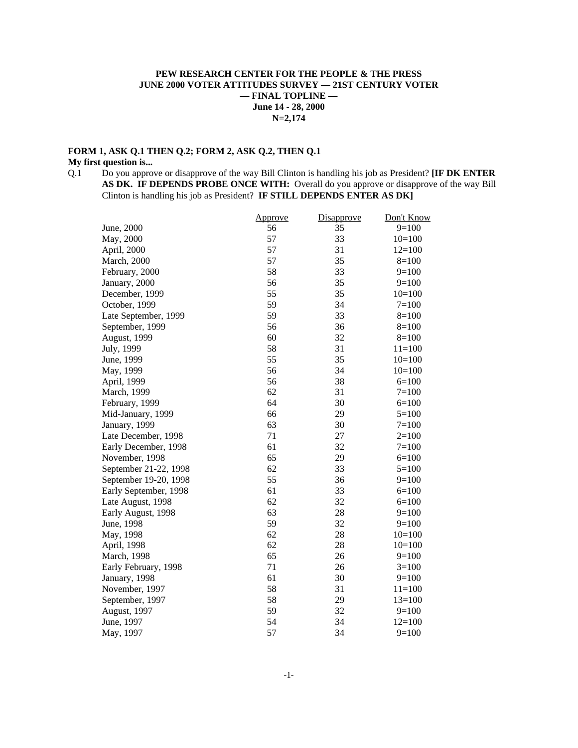**PEW RESEARCH CENTER FOR THE PEOPLE & THE PRESS**
**JUNE 2000 VOTER ATTITUDES SURVEY — 21ST CENTURY VOTER**
**— FINAL TOPLINE —**
**June 14 - 28, 2000**
**N=2,174**

**FORM 1, ASK Q.1 THEN Q.2; FORM 2, ASK Q.2, THEN Q.1**
**My first question is...**

Q.1 Do you approve or disapprove of the way Bill Clinton is handling his job as President? **[IF DK ENTER AS DK. IF DEPENDS PROBE ONCE WITH:** Overall do you approve or disapprove of the way Bill Clinton is handling his job as President? **IF STILL DEPENDS ENTER AS DK]**

| | Approve | Disapprove | Don't Know |
|---|---|---|---|
| June, 2000 | 56 | 35 | 9=100 |
| May, 2000 | 57 | 33 | 10=100 |
| April, 2000 | 57 | 31 | 12=100 |
| March, 2000 | 57 | 35 | 8=100 |
| February, 2000 | 58 | 33 | 9=100 |
| January, 2000 | 56 | 35 | 9=100 |
| December, 1999 | 55 | 35 | 10=100 |
| October, 1999 | 59 | 34 | 7=100 |
| Late September, 1999 | 59 | 33 | 8=100 |
| September, 1999 | 56 | 36 | 8=100 |
| August, 1999 | 60 | 32 | 8=100 |
| July, 1999 | 58 | 31 | 11=100 |
| June, 1999 | 55 | 35 | 10=100 |
| May, 1999 | 56 | 34 | 10=100 |
| April, 1999 | 56 | 38 | 6=100 |
| March, 1999 | 62 | 31 | 7=100 |
| February, 1999 | 64 | 30 | 6=100 |
| Mid-January, 1999 | 66 | 29 | 5=100 |
| January, 1999 | 63 | 30 | 7=100 |
| Late December, 1998 | 71 | 27 | 2=100 |
| Early December, 1998 | 61 | 32 | 7=100 |
| November, 1998 | 65 | 29 | 6=100 |
| September 21-22, 1998 | 62 | 33 | 5=100 |
| September 19-20, 1998 | 55 | 36 | 9=100 |
| Early September, 1998 | 61 | 33 | 6=100 |
| Late August, 1998 | 62 | 32 | 6=100 |
| Early August, 1998 | 63 | 28 | 9=100 |
| June, 1998 | 59 | 32 | 9=100 |
| May, 1998 | 62 | 28 | 10=100 |
| April, 1998 | 62 | 28 | 10=100 |
| March, 1998 | 65 | 26 | 9=100 |
| Early February, 1998 | 71 | 26 | 3=100 |
| January, 1998 | 61 | 30 | 9=100 |
| November, 1997 | 58 | 31 | 11=100 |
| September, 1997 | 58 | 29 | 13=100 |
| August, 1997 | 59 | 32 | 9=100 |
| June, 1997 | 54 | 34 | 12=100 |
| May, 1997 | 57 | 34 | 9=100 |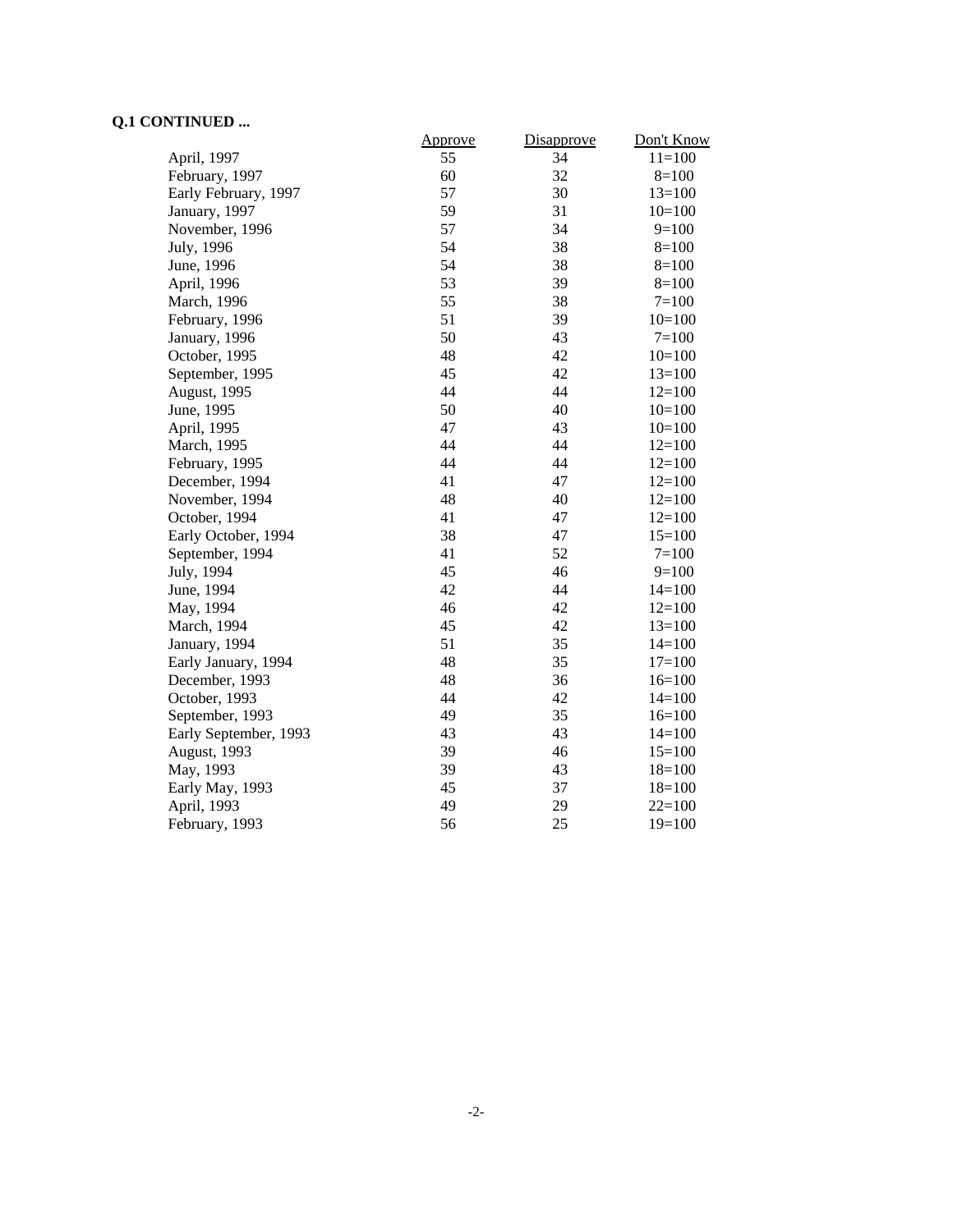**Q.1 CONTINUED ...**

| | Approve | Disapprove | Don't Know |
|---|---|---|---|
| April, 1997 | 55 | 34 | 11=100 |
| February, 1997 | 60 | 32 | 8=100 |
| Early February, 1997 | 57 | 30 | 13=100 |
| January, 1997 | 59 | 31 | 10=100 |
| November, 1996 | 57 | 34 | 9=100 |
| July, 1996 | 54 | 38 | 8=100 |
| June, 1996 | 54 | 38 | 8=100 |
| April, 1996 | 53 | 39 | 8=100 |
| March, 1996 | 55 | 38 | 7=100 |
| February, 1996 | 51 | 39 | 10=100 |
| January, 1996 | 50 | 43 | 7=100 |
| October, 1995 | 48 | 42 | 10=100 |
| September, 1995 | 45 | 42 | 13=100 |
| August, 1995 | 44 | 44 | 12=100 |
| June, 1995 | 50 | 40 | 10=100 |
| April, 1995 | 47 | 43 | 10=100 |
| March, 1995 | 44 | 44 | 12=100 |
| February, 1995 | 44 | 44 | 12=100 |
| December, 1994 | 41 | 47 | 12=100 |
| November, 1994 | 48 | 40 | 12=100 |
| October, 1994 | 41 | 47 | 12=100 |
| Early October, 1994 | 38 | 47 | 15=100 |
| September, 1994 | 41 | 52 | 7=100 |
| July, 1994 | 45 | 46 | 9=100 |
| June, 1994 | 42 | 44 | 14=100 |
| May, 1994 | 46 | 42 | 12=100 |
| March, 1994 | 45 | 42 | 13=100 |
| January, 1994 | 51 | 35 | 14=100 |
| Early January, 1994 | 48 | 35 | 17=100 |
| December, 1993 | 48 | 36 | 16=100 |
| October, 1993 | 44 | 42 | 14=100 |
| September, 1993 | 49 | 35 | 16=100 |
| Early September, 1993 | 43 | 43 | 14=100 |
| August, 1993 | 39 | 46 | 15=100 |
| May, 1993 | 39 | 43 | 18=100 |
| Early May, 1993 | 45 | 37 | 18=100 |
| April, 1993 | 49 | 29 | 22=100 |
| February, 1993 | 56 | 25 | 19=100 |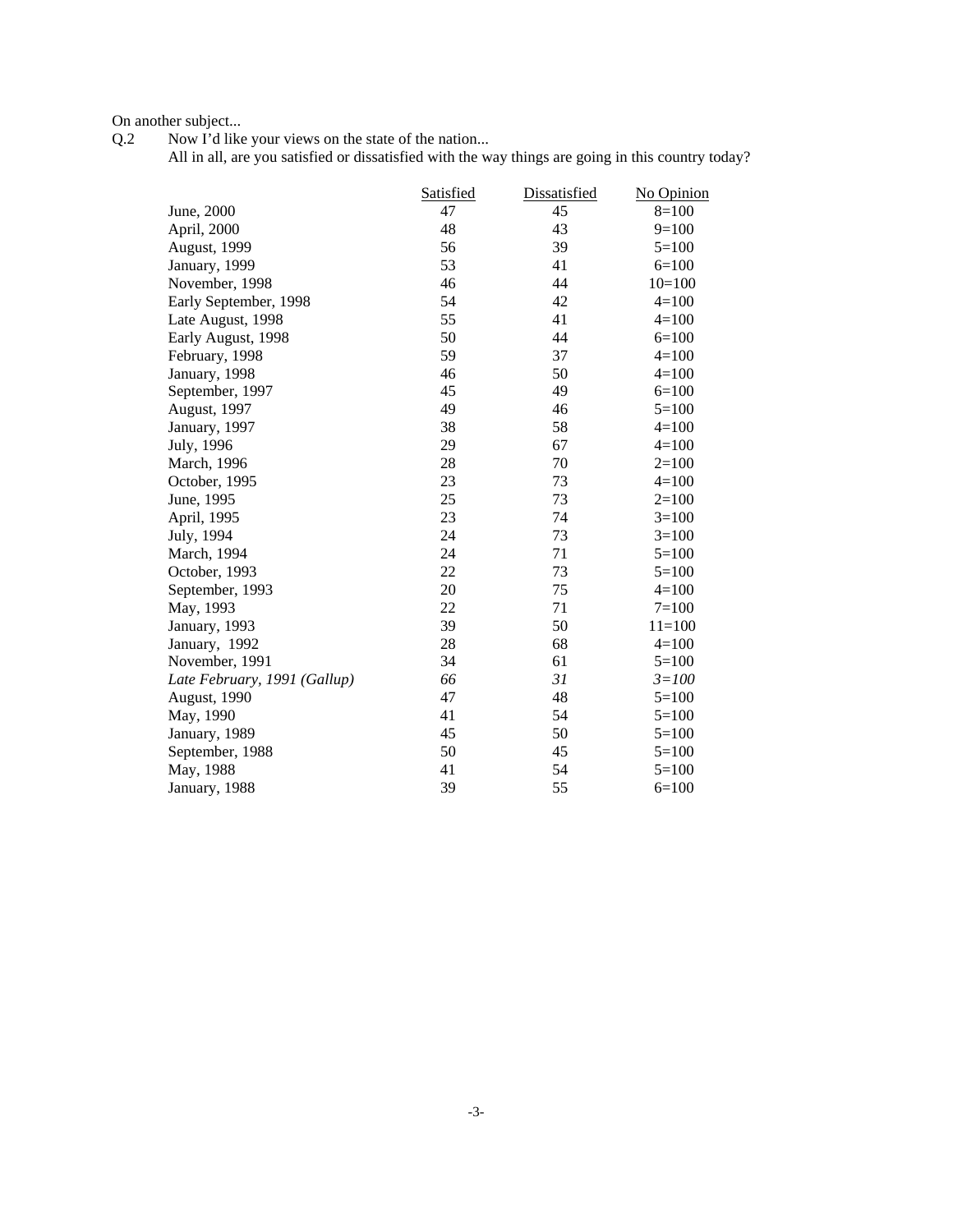On another subject...

Q.2 Now I'd like your views on the state of the nation...
All in all, are you satisfied or dissatisfied with the way things are going in this country today?

| | Satisfied | Dissatisfied | No Opinion |
|---|---|---|---|
| June, 2000 | 47 | 45 | 8=100 |
| April, 2000 | 48 | 43 | 9=100 |
| August, 1999 | 56 | 39 | 5=100 |
| January, 1999 | 53 | 41 | 6=100 |
| November, 1998 | 46 | 44 | 10=100 |
| Early September, 1998 | 54 | 42 | 4=100 |
| Late August, 1998 | 55 | 41 | 4=100 |
| Early August, 1998 | 50 | 44 | 6=100 |
| February, 1998 | 59 | 37 | 4=100 |
| January, 1998 | 46 | 50 | 4=100 |
| September, 1997 | 45 | 49 | 6=100 |
| August, 1997 | 49 | 46 | 5=100 |
| January, 1997 | 38 | 58 | 4=100 |
| July, 1996 | 29 | 67 | 4=100 |
| March, 1996 | 28 | 70 | 2=100 |
| October, 1995 | 23 | 73 | 4=100 |
| June, 1995 | 25 | 73 | 2=100 |
| April, 1995 | 23 | 74 | 3=100 |
| July, 1994 | 24 | 73 | 3=100 |
| March, 1994 | 24 | 71 | 5=100 |
| October, 1993 | 22 | 73 | 5=100 |
| September, 1993 | 20 | 75 | 4=100 |
| May, 1993 | 22 | 71 | 7=100 |
| January, 1993 | 39 | 50 | 11=100 |
| January, 1992 | 28 | 68 | 4=100 |
| November, 1991 | 34 | 61 | 5=100 |
| *Late February, 1991 (Gallup)* | *66* | *31* | *3=100* |
| August, 1990 | 47 | 48 | 5=100 |
| May, 1990 | 41 | 54 | 5=100 |
| January, 1989 | 45 | 50 | 5=100 |
| September, 1988 | 50 | 45 | 5=100 |
| May, 1988 | 41 | 54 | 5=100 |
| January, 1988 | 39 | 55 | 6=100 |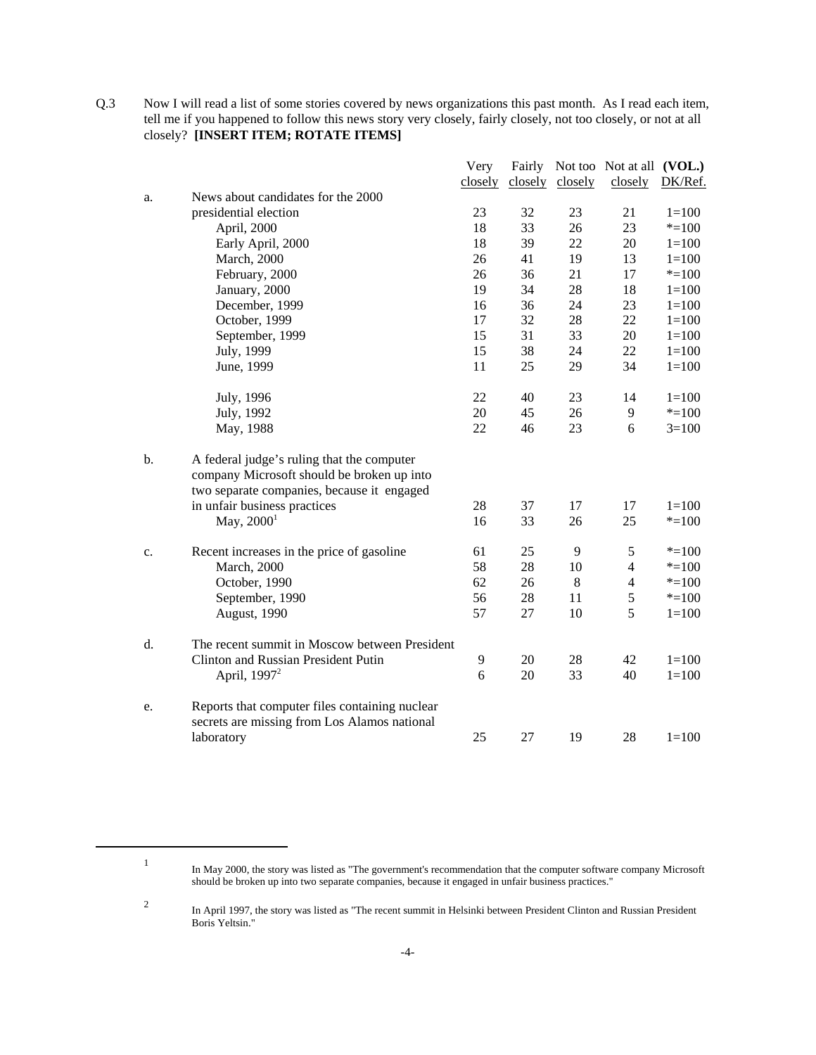Q.3 Now I will read a list of some stories covered by news organizations this past month. As I read each item, tell me if you happened to follow this news story very closely, fairly closely, not too closely, or not at all closely? **[INSERT ITEM; ROTATE ITEMS]**

| | | Very closely | Fairly closely | Not too closely | Not at all closely | **(VOL.)** DK/Ref. |
|---|---|---|---|---|---|---|
| a. | News about candidates for the 2000 presidential election | 23 | 32 | 23 | 21 | 1=100 |
| | April, 2000 | 18 | 33 | 26 | 23 | *=100 |
| | Early April, 2000 | 18 | 39 | 22 | 20 | 1=100 |
| | March, 2000 | 26 | 41 | 19 | 13 | 1=100 |
| | February, 2000 | 26 | 36 | 21 | 17 | *=100 |
| | January, 2000 | 19 | 34 | 28 | 18 | 1=100 |
| | December, 1999 | 16 | 36 | 24 | 23 | 1=100 |
| | October, 1999 | 17 | 32 | 28 | 22 | 1=100 |
| | September, 1999 | 15 | 31 | 33 | 20 | 1=100 |
| | July, 1999 | 15 | 38 | 24 | 22 | 1=100 |
| | June, 1999 | 11 | 25 | 29 | 34 | 1=100 |
| | July, 1996 | 22 | 40 | 23 | 14 | 1=100 |
| | July, 1992 | 20 | 45 | 26 | 9 | *=100 |
| | May, 1988 | 22 | 46 | 23 | 6 | 3=100 |
| b. | A federal judge's ruling that the computer company Microsoft should be broken up into two separate companies, because it engaged in unfair business practices | 28 | 37 | 17 | 17 | 1=100 |
| | May, 2000[1] | 16 | 33 | 26 | 25 | *=100 |
| c. | Recent increases in the price of gasoline | 61 | 25 | 9 | 5 | *=100 |
| | March, 2000 | 58 | 28 | 10 | 4 | *=100 |
| | October, 1990 | 62 | 26 | 8 | 4 | *=100 |
| | September, 1990 | 56 | 28 | 11 | 5 | *=100 |
| | August, 1990 | 57 | 27 | 10 | 5 | 1=100 |
| d. | The recent summit in Moscow between President Clinton and Russian President Putin | 9 | 20 | 28 | 42 | 1=100 |
| | April, 1997[2] | 6 | 20 | 33 | 40 | 1=100 |
| e. | Reports that computer files containing nuclear secrets are missing from Los Alamos national laboratory | 25 | 27 | 19 | 28 | 1=100 |

[1] In May 2000, the story was listed as "The government's recommendation that the computer software company Microsoft should be broken up into two separate companies, because it engaged in unfair business practices."

[2] In April 1997, the story was listed as "The recent summit in Helsinki between President Clinton and Russian President Boris Yeltsin."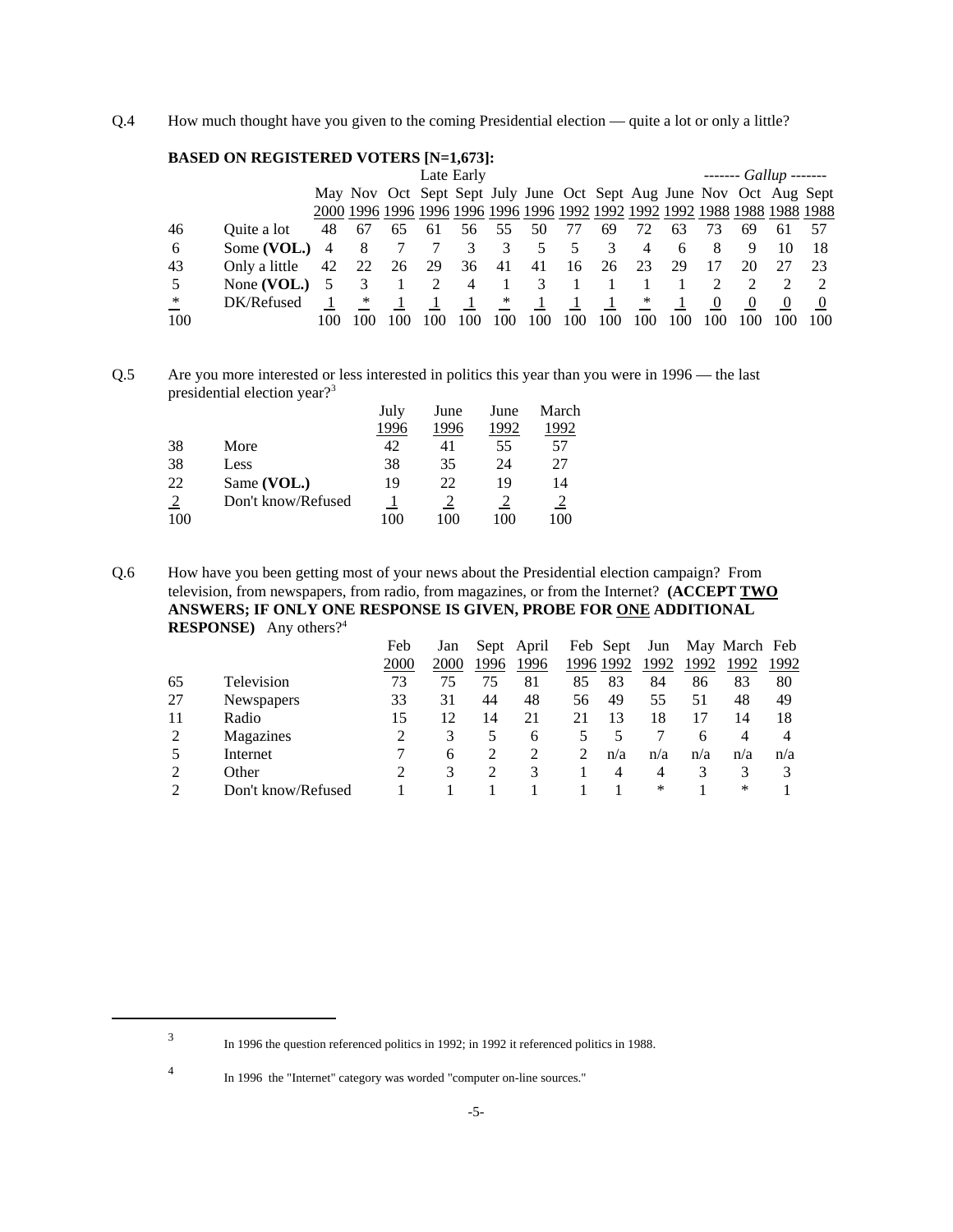Q.4 How much thought have you given to the coming Presidential election — quite a lot or only a little?

**BASED ON REGISTERED VOTERS [N=1,673]:**

| | | | | | Late | Early | | | | | | | ------- *Gallup* ------- | | | |
|---|---|---|---|---|---|---|---|---|---|---|---|---|---|---|---|---|
| | | May 2000 | Nov 1996 | Oct 1996 | Sept 1996 | Sept 1996 | July 1996 | June 1996 | Oct 1992 | Sept 1992 | Aug 1992 | June 1992 | Nov 1988 | Oct 1988 | Aug 1988 | Sept 1988 |
| 46 | Quite a lot | 48 | 67 | 65 | 61 | 56 | 55 | 50 | 77 | 69 | 72 | 63 | 73 | 69 | 61 | 57 |
| 6 | Some **(VOL.)** | 4 | 8 | 7 | 7 | 3 | 3 | 5 | 5 | 3 | 4 | 6 | 8 | 9 | 10 | 18 |
| 43 | Only a little | 42 | 22 | 26 | 29 | 36 | 41 | 41 | 16 | 26 | 23 | 29 | 17 | 20 | 27 | 23 |
| 5 | None **(VOL.)** | 5 | 3 | 1 | 2 | 4 | 1 | 3 | 1 | 1 | 1 | 1 | 2 | 2 | 2 | 2 |
| * | DK/Refused | 1 | * | 1 | 1 | 1 | * | 1 | 1 | 1 | * | 1 | 0 | 0 | 0 | 0 |
| 100 | | 100 | 100 | 100 | 100 | 100 | 100 | 100 | 100 | 100 | 100 | 100 | 100 | 100 | 100 | 100 |

Q.5 Are you more interested or less interested in politics this year than you were in 1996 — the last presidential election year?[3]

| | | July 1996 | June 1996 | June 1992 | March 1992 |
|---|---|---|---|---|---|
| 38 | More | 42 | 41 | 55 | 57 |
| 38 | Less | 38 | 35 | 24 | 27 |
| 22 | Same **(VOL.)** | 19 | 22 | 19 | 14 |
| 2 | Don't know/Refused | 1 | 2 | 2 | 2 |
| 100 | | 100 | 100 | 100 | 100 |

Q.6 How have you been getting most of your news about the Presidential election campaign? From television, from newspapers, from radio, from magazines, or from the Internet? **(ACCEPT TWO ANSWERS; IF ONLY ONE RESPONSE IS GIVEN, PROBE FOR ONE ADDITIONAL RESPONSE)** Any others?[4]

| | | Feb 2000 | Jan 2000 | Sept 1996 | April 1996 | Feb 1996 | Sept 1992 | Jun 1992 | May 1992 | March 1992 | Feb 1992 |
|---|---|---|---|---|---|---|---|---|---|---|---|
| 65 | Television | 73 | 75 | 75 | 81 | 85 | 83 | 84 | 86 | 83 | 80 |
| 27 | Newspapers | 33 | 31 | 44 | 48 | 56 | 49 | 55 | 51 | 48 | 49 |
| 11 | Radio | 15 | 12 | 14 | 21 | 21 | 13 | 18 | 17 | 14 | 18 |
| 2 | Magazines | 2 | 3 | 5 | 6 | 5 | 5 | 7 | 6 | 4 | 4 |
| 5 | Internet | 7 | 6 | 2 | 2 | 2 | n/a | n/a | n/a | n/a | n/a |
| 2 | Other | 2 | 3 | 2 | 3 | 1 | 4 | 4 | 3 | 3 | 3 |
| 2 | Don't know/Refused | 1 | 1 | 1 | 1 | 1 | 1 | * | 1 | * | 1 |

---

[3] In 1996 the question referenced politics in 1992; in 1992 it referenced politics in 1988.

[4] In 1996 the "Internet" category was worded "computer on-line sources."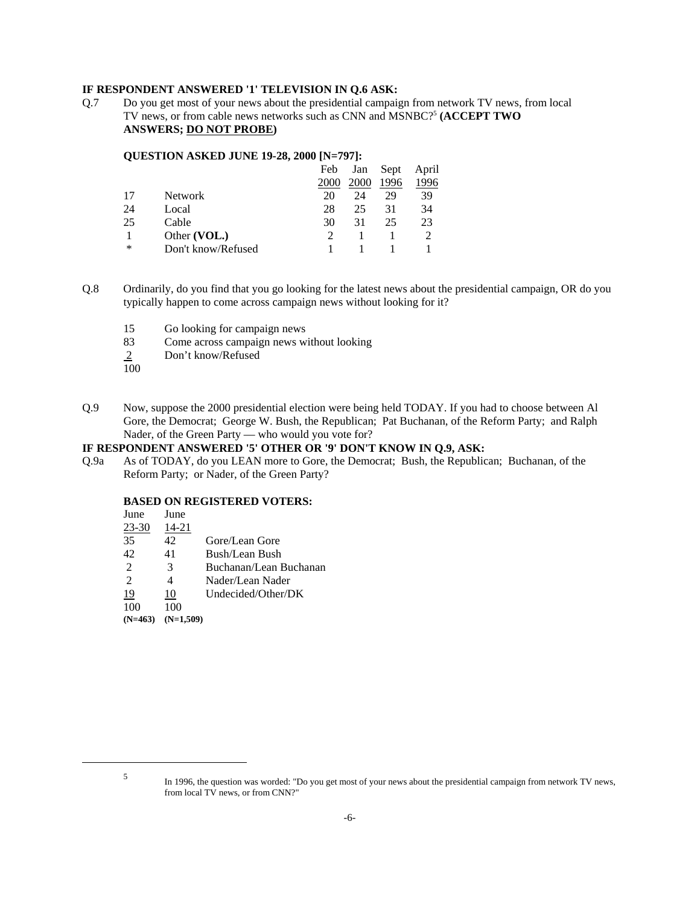**IF RESPONDENT ANSWERED '1' TELEVISION IN Q.6 ASK:**

Q.7 Do you get most of your news about the presidential campaign from network TV news, from local TV news, or from cable news networks such as CNN and MSNBC?[5] **(ACCEPT TWO ANSWERS; DO NOT PROBE)**

**QUESTION ASKED JUNE 19-28, 2000 [N=797]:**

| | | Feb 2000 | Jan 2000 | Sept 1996 | April 1996 |
|---|---|---|---|---|---|
| 17 | Network | 20 | 24 | 29 | 39 |
| 24 | Local | 28 | 25 | 31 | 34 |
| 25 | Cable | 30 | 31 | 25 | 23 |
| 1 | Other **(VOL.)** | 2 | 1 | 1 | 2 |
| * | Don't know/Refused | 1 | 1 | 1 | 1 |

Q.8 Ordinarily, do you find that you go looking for the latest news about the presidential campaign, OR do you typically happen to come across campaign news without looking for it?

| | |
|---|---|
| 15 | Go looking for campaign news |
| 83 | Come across campaign news without looking |
| 2 | Don't know/Refused |
| 100 | |

Q.9 Now, suppose the 2000 presidential election were being held TODAY. If you had to choose between Al Gore, the Democrat; George W. Bush, the Republican; Pat Buchanan, of the Reform Party; and Ralph Nader, of the Green Party — who would you vote for?

**IF RESPONDENT ANSWERED '5' OTHER OR '9' DON'T KNOW IN Q.9, ASK:**

Q.9a As of TODAY, do you LEAN more to Gore, the Democrat; Bush, the Republican; Buchanan, of the Reform Party; or Nader, of the Green Party?

**BASED ON REGISTERED VOTERS:**

| June 23-30 | June 14-21 | |
|---|---|---|
| 35 | 42 | Gore/Lean Gore |
| 42 | 41 | Bush/Lean Bush |
| 2 | 3 | Buchanan/Lean Buchanan |
| 2 | 4 | Nader/Lean Nader |
| 19 | 10 | Undecided/Other/DK |
| 100 | 100 | |
| **(N=463)** | **(N=1,509)** | |

---

[5] In 1996, the question was worded: "Do you get most of your news about the presidential campaign from network TV news, from local TV news, or from CNN?"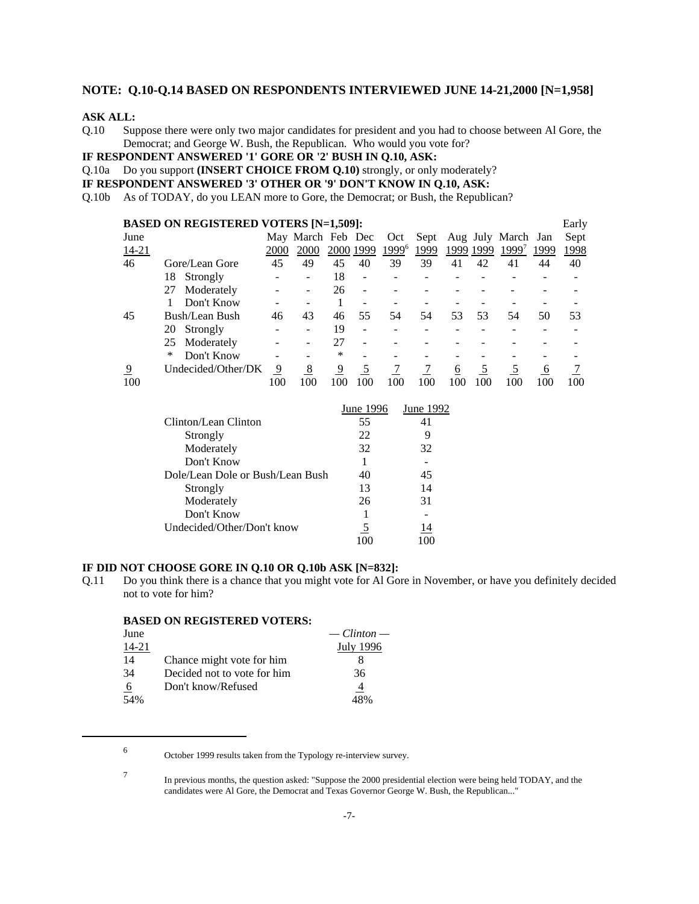**NOTE: Q.10-Q.14 BASED ON RESPONDENTS INTERVIEWED JUNE 14-21,2000 [N=1,958]**

**ASK ALL:**

Q.10 Suppose there were only two major candidates for president and you had to choose between Al Gore, the Democrat; and George W. Bush, the Republican. Who would you vote for?

**IF RESPONDENT ANSWERED '1' GORE OR '2' BUSH IN Q.10, ASK:**

Q.10a Do you support **(INSERT CHOICE FROM Q.10)** strongly, or only moderately?

**IF RESPONDENT ANSWERED '3' OTHER OR '9' DON'T KNOW IN Q.10, ASK:**

Q.10b As of TODAY, do you LEAN more to Gore, the Democrat; or Bush, the Republican?

**BASED ON REGISTERED VOTERS [N=1,509]:**

| June 14-21 | | May 2000 | March 2000 | Feb 2000 | Dec 1999 | Oct 1999[6] | Sept 1999 | Aug 1999 | July 1999 | March 1999[7] | Jan 1999 | Early Sept 1998 |
|---|---|---|---|---|---|---|---|---|---|---|---|---|
| 46 | Gore/Lean Gore | 45 | 49 | 45 | 40 | 39 | 39 | 41 | 42 | 41 | 44 | 40 |
| | 18 Strongly | - | - | 18 | - | - | - | - | - | - | - | - |
| | 27 Moderately | - | - | 26 | - | - | - | - | - | - | - | - |
| | 1 Don't Know | - | - | 1 | - | - | - | - | - | - | - | - |
| 45 | Bush/Lean Bush | 46 | 43 | 46 | 55 | 54 | 54 | 53 | 53 | 54 | 50 | 53 |
| | 20 Strongly | - | - | 19 | - | - | - | - | - | - | - | - |
| | 25 Moderately | - | - | 27 | - | - | - | - | - | - | - | - |
| | * Don't Know | - | - | * | - | - | - | - | - | - | - | - |
| 9 | Undecided/Other/DK | 9 | 8 | 9 | 5 | 7 | 7 | 6 | 5 | 5 | 6 | 7 |
| 100 | | 100 | 100 | 100 | 100 | 100 | 100 | 100 | 100 | 100 | 100 | 100 |

| | June 1996 | June 1992 |
|---|---|---|
| Clinton/Lean Clinton | 55 | 41 |
| Strongly | 22 | 9 |
| Moderately | 32 | 32 |
| Don't Know | 1 | - |
| Dole/Lean Dole or Bush/Lean Bush | 40 | 45 |
| Strongly | 13 | 14 |
| Moderately | 26 | 31 |
| Don't Know | 1 | - |
| Undecided/Other/Don't know | 5 | 14 |
| | 100 | 100 |

**IF DID NOT CHOOSE GORE IN Q.10 OR Q.10b ASK [N=832]:**

Q.11 Do you think there is a chance that you might vote for Al Gore in November, or have you definitely decided not to vote for him?

**BASED ON REGISTERED VOTERS:**

| June 14-21 | | — *Clinton* — July 1996 |
|---|---|---|
| 14 | Chance might vote for him | 8 |
| 34 | Decided not to vote for him | 36 |
| 6 | Don't know/Refused | 4 |
| 54% | | 48% |

[6] October 1999 results taken from the Typology re-interview survey.

[7] In previous months, the question asked: "Suppose the 2000 presidential election were being held TODAY, and the candidates were Al Gore, the Democrat and Texas Governor George W. Bush, the Republican..."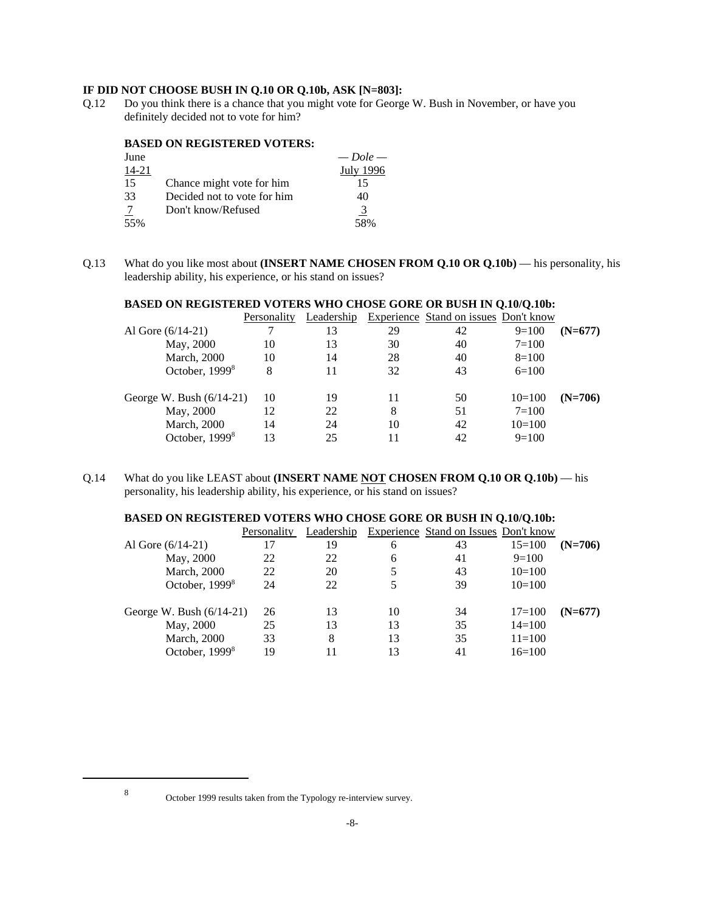**IF DID NOT CHOOSE BUSH IN Q.10 OR Q.10b, ASK [N=803]:**

Q.12 Do you think there is a chance that you might vote for George W. Bush in November, or have you definitely decided not to vote for him?

**BASED ON REGISTERED VOTERS:**

| June 14-21 | | — *Dole* — July 1996 |
|---|---|---|
| 15 | Chance might vote for him | 15 |
| 33 | Decided not to vote for him | 40 |
| 7 | Don't know/Refused | 3 |
| 55% | | 58% |

Q.13 What do you like most about **(INSERT NAME CHOSEN FROM Q.10 OR Q.10b)** — his personality, his leadership ability, his experience, or his stand on issues?

**BASED ON REGISTERED VOTERS WHO CHOSE GORE OR BUSH IN Q.10/Q.10b:**

| | Personality | Leadership | Experience | Stand on issues | Don't know | |
|---|---|---|---|---|---|---|
| Al Gore (6/14-21) | 7 | 13 | 29 | 42 | 9=100 | **(N=677)** |
| May, 2000 | 10 | 13 | 30 | 40 | 7=100 | |
| March, 2000 | 10 | 14 | 28 | 40 | 8=100 | |
| October, 1999[8] | 8 | 11 | 32 | 43 | 6=100 | |
| George W. Bush (6/14-21) | 10 | 19 | 11 | 50 | 10=100 | **(N=706)** |
| May, 2000 | 12 | 22 | 8 | 51 | 7=100 | |
| March, 2000 | 14 | 24 | 10 | 42 | 10=100 | |
| October, 1999[8] | 13 | 25 | 11 | 42 | 9=100 | |

Q.14 What do you like LEAST about **(INSERT NAME NOT CHOSEN FROM Q.10 OR Q.10b)** — his personality, his leadership ability, his experience, or his stand on issues?

**BASED ON REGISTERED VOTERS WHO CHOSE GORE OR BUSH IN Q.10/Q.10b:**

| | Personality | Leadership | Experience | Stand on Issues | Don't know | |
|---|---|---|---|---|---|---|
| Al Gore (6/14-21) | 17 | 19 | 6 | 43 | 15=100 | **(N=706)** |
| May, 2000 | 22 | 22 | 6 | 41 | 9=100 | |
| March, 2000 | 22 | 20 | 5 | 43 | 10=100 | |
| October, 1999[8] | 24 | 22 | 5 | 39 | 10=100 | |
| George W. Bush (6/14-21) | 26 | 13 | 10 | 34 | 17=100 | **(N=677)** |
| May, 2000 | 25 | 13 | 13 | 35 | 14=100 | |
| March, 2000 | 33 | 8 | 13 | 35 | 11=100 | |
| October, 1999[8] | 19 | 11 | 13 | 41 | 16=100 | |

---

[8] October 1999 results taken from the Typology re-interview survey.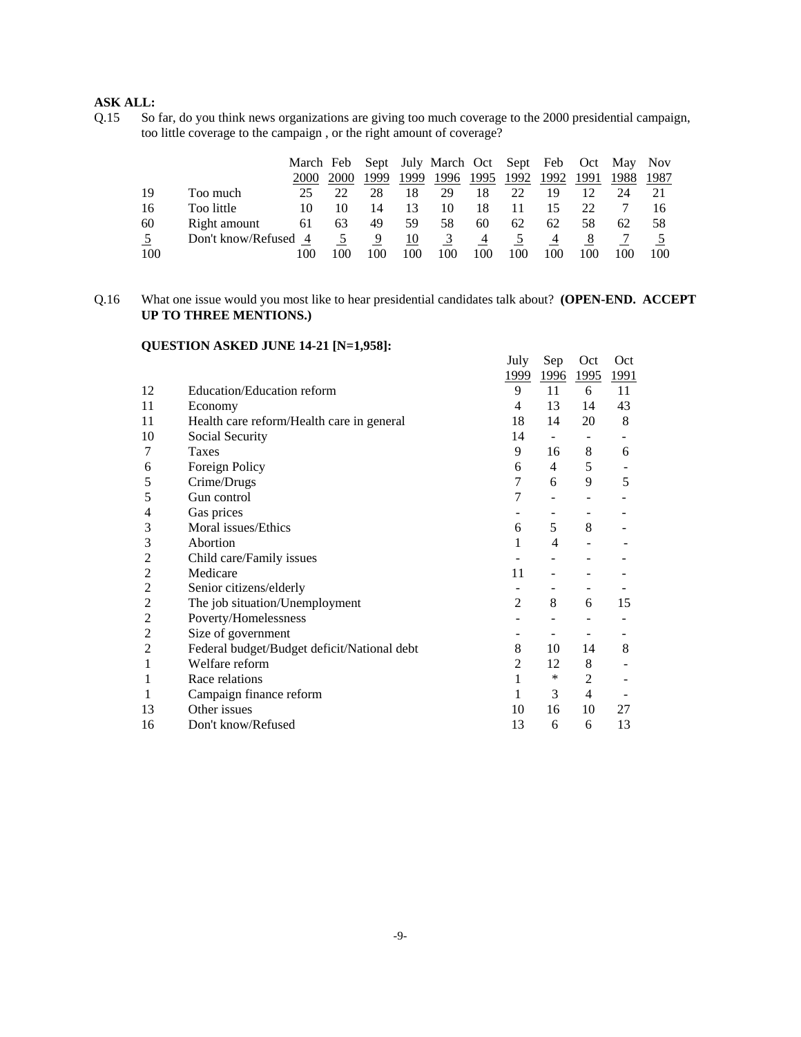**ASK ALL:**

Q.15 So far, do you think news organizations are giving too much coverage to the 2000 presidential campaign, too little coverage to the campaign , or the right amount of coverage?

| | | March 2000 | Feb 2000 | Sept 1999 | July 1999 | March 1996 | Oct 1995 | Sept 1992 | Feb 1992 | Oct 1991 | May 1988 | Nov 1987 |
|---|---|---|---|---|---|---|---|---|---|---|---|---|
| 19 | Too much | 25 | 22 | 28 | 18 | 29 | 18 | 22 | 19 | 12 | 24 | 21 |
| 16 | Too little | 10 | 10 | 14 | 13 | 10 | 18 | 11 | 15 | 22 | 7 | 16 |
| 60 | Right amount | 61 | 63 | 49 | 59 | 58 | 60 | 62 | 62 | 58 | 62 | 58 |
| 5 | Don't know/Refused | 4 | 5 | 9 | 10 | 3 | 4 | 5 | 4 | 8 | 7 | 5 |
| 100 | | 100 | 100 | 100 | 100 | 100 | 100 | 100 | 100 | 100 | 100 | 100 |

Q.16 What one issue would you most like to hear presidential candidates talk about? **(OPEN-END. ACCEPT UP TO THREE MENTIONS.)**

**QUESTION ASKED JUNE 14-21 [N=1,958]:**

| | | July 1999 | Sep 1996 | Oct 1995 | Oct 1991 |
|---|---|---|---|---|---|
| 12 | Education/Education reform | 9 | 11 | 6 | 11 |
| 11 | Economy | 4 | 13 | 14 | 43 |
| 11 | Health care reform/Health care in general | 18 | 14 | 20 | 8 |
| 10 | Social Security | 14 | - | - | - |
| 7 | Taxes | 9 | 16 | 8 | 6 |
| 6 | Foreign Policy | 6 | 4 | 5 | - |
| 5 | Crime/Drugs | 7 | 6 | 9 | 5 |
| 5 | Gun control | 7 | - | - | - |
| 4 | Gas prices | - | - | - | - |
| 3 | Moral issues/Ethics | 6 | 5 | 8 | - |
| 3 | Abortion | 1 | 4 | - | - |
| 2 | Child care/Family issues | - | - | - | - |
| 2 | Medicare | 11 | - | - | - |
| 2 | Senior citizens/elderly | - | - | - | - |
| 2 | The job situation/Unemployment | 2 | 8 | 6 | 15 |
| 2 | Poverty/Homelessness | - | - | - | - |
| 2 | Size of government | - | - | - | - |
| 2 | Federal budget/Budget deficit/National debt | 8 | 10 | 14 | 8 |
| 1 | Welfare reform | 2 | 12 | 8 | - |
| 1 | Race relations | 1 | * | 2 | - |
| 1 | Campaign finance reform | 1 | 3 | 4 | - |
| 13 | Other issues | 10 | 16 | 10 | 27 |
| 16 | Don't know/Refused | 13 | 6 | 6 | 13 |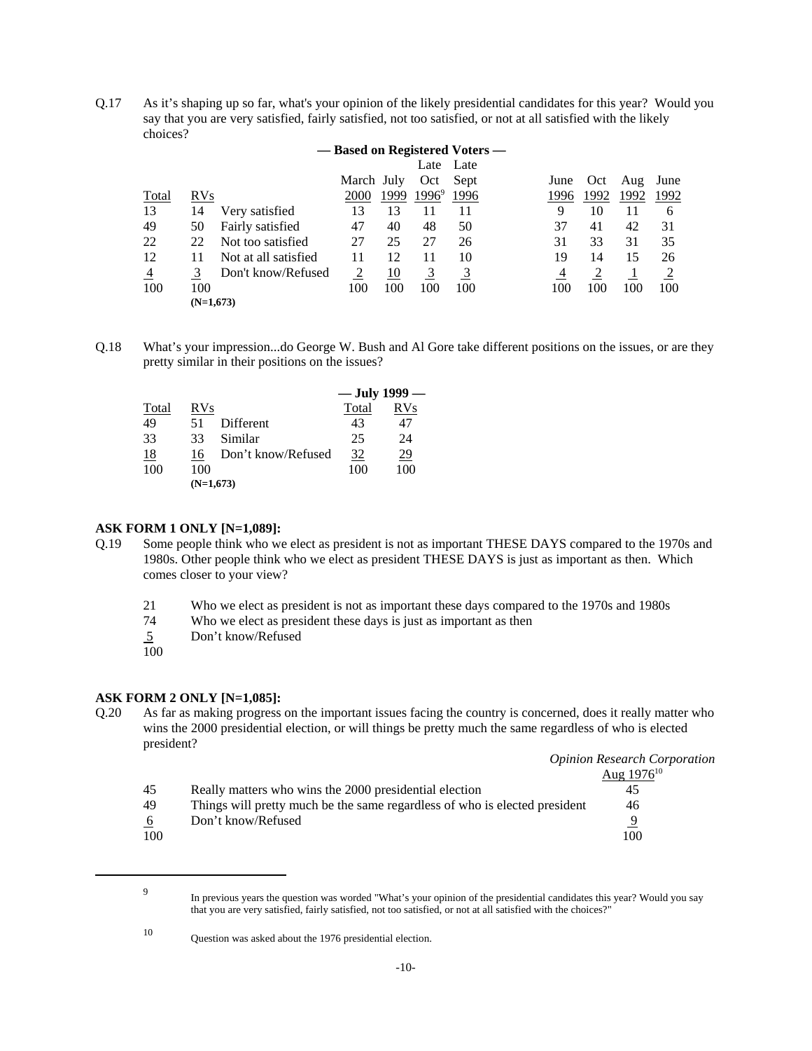Q.17 As it's shaping up so far, what's your opinion of the likely presidential candidates for this year? Would you say that you are very satisfied, fairly satisfied, not too satisfied, or not at all satisfied with the likely choices?

| | | | — Based on Registered Voters — | | | | | | | |
|---|---|---|---|---|---|---|---|---|---|---|
| | | | March | July | Late Oct | Late Sept | June | Oct | Aug | June |
| Total | RVs | | 2000 | 1999 | 1996[9] | 1996 | 1996 | 1992 | 1992 | 1992 |
| 13 | 14 | Very satisfied | 13 | 13 | 11 | 11 | 9 | 10 | 11 | 6 |
| 49 | 50 | Fairly satisfied | 47 | 40 | 48 | 50 | 37 | 41 | 42 | 31 |
| 22 | 22 | Not too satisfied | 27 | 25 | 27 | 26 | 31 | 33 | 31 | 35 |
| 12 | 11 | Not at all satisfied | 11 | 12 | 11 | 10 | 19 | 14 | 15 | 26 |
| 4 | 3 | Don't know/Refused | 2 | 10 | 3 | 3 | 4 | 2 | 1 | 2 |
| 100 | 100 | | 100 | 100 | 100 | 100 | 100 | 100 | 100 | 100 |
| | (N=1,673) | | | | | | | | | |

Q.18 What's your impression...do George W. Bush and Al Gore take different positions on the issues, or are they pretty similar in their positions on the issues?

| | | | — July 1999 — | |
|---|---|---|---|---|
| Total | RVs | | Total | RVs |
| 49 | 51 | Different | 43 | 47 |
| 33 | 33 | Similar | 25 | 24 |
| 18 | 16 | Don't know/Refused | 32 | 29 |
| 100 | 100 | | 100 | 100 |
| | (N=1,673) | | | |

**ASK FORM 1 ONLY [N=1,089]:**

Q.19 Some people think who we elect as president is not as important THESE DAYS compared to the 1970s and 1980s. Other people think who we elect as president THESE DAYS is just as important as then. Which comes closer to your view?

| | |
|---|---|
| 21 | Who we elect as president is not as important these days compared to the 1970s and 1980s |
| 74 | Who we elect as president these days is just as important as then |
| 5 | Don't know/Refused |
| 100 | |

**ASK FORM 2 ONLY [N=1,085]:**

Q.20 As far as making progress on the important issues facing the country is concerned, does it really matter who wins the 2000 presidential election, or will things be pretty much the same regardless of who is elected president?

| | | *Opinion Research Corporation* Aug 1976[10] |
|---|---|---|
| 45 | Really matters who wins the 2000 presidential election | 45 |
| 49 | Things will pretty much be the same regardless of who is elected president | 46 |
| 6 | Don't know/Refused | 9 |
| 100 | | 100 |

[9] In previous years the question was worded "What's your opinion of the presidential candidates this year? Would you say that you are very satisfied, fairly satisfied, not too satisfied, or not at all satisfied with the choices?"

[10] Question was asked about the 1976 presidential election.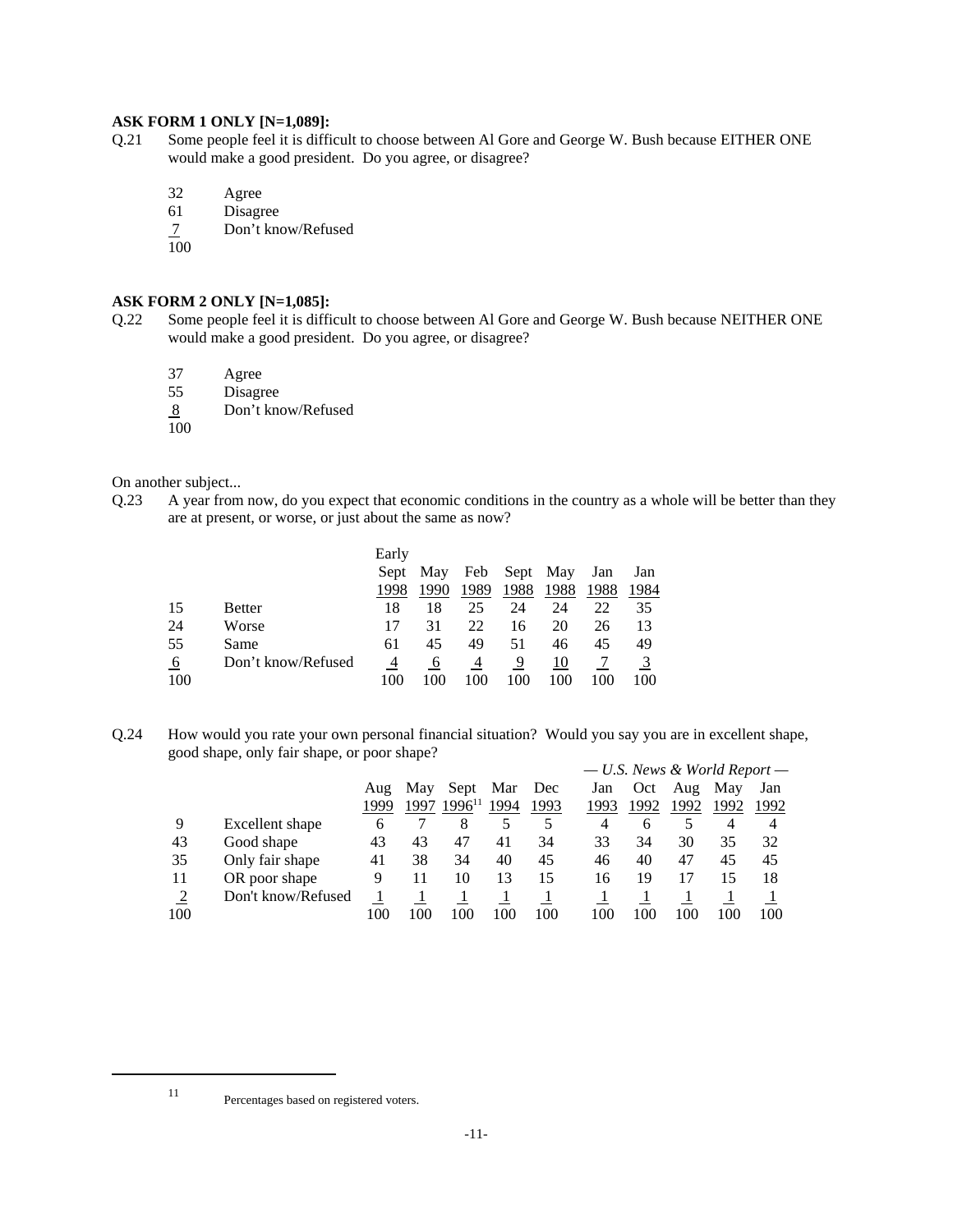**ASK FORM 1 ONLY [N=1,089]:**

Q.21 Some people feel it is difficult to choose between Al Gore and George W. Bush because EITHER ONE would make a good president. Do you agree, or disagree?

| | |
|---|---|
| 32 | Agree |
| 61 | Disagree |
| 7 | Don't know/Refused |
| 100 | |

**ASK FORM 2 ONLY [N=1,085]:**

Q.22 Some people feel it is difficult to choose between Al Gore and George W. Bush because NEITHER ONE would make a good president. Do you agree, or disagree?

| | |
|---|---|
| 37 | Agree |
| 55 | Disagree |
| 8 | Don't know/Refused |
| 100 | |

On another subject...

Q.23 A year from now, do you expect that economic conditions in the country as a whole will be better than they are at present, or worse, or just about the same as now?

| | | Early Sept 1998 | May 1990 | Feb 1989 | Sept 1988 | May 1988 | Jan 1988 | Jan 1984 |
|---|---|---|---|---|---|---|---|---|
| 15 | Better | 18 | 18 | 25 | 24 | 24 | 22 | 35 |
| 24 | Worse | 17 | 31 | 22 | 16 | 20 | 26 | 13 |
| 55 | Same | 61 | 45 | 49 | 51 | 46 | 45 | 49 |
| 6 | Don't know/Refused | 4 | 6 | 4 | 9 | 10 | 7 | 3 |
| 100 | | 100 | 100 | 100 | 100 | 100 | 100 | 100 |

Q.24 How would you rate your own personal financial situation? Would you say you are in excellent shape, good shape, only fair shape, or poor shape?

| | | | | | | | *— U.S. News & World Report —* | | | | |
|---|---|---|---|---|---|---|---|---|---|---|---|
| | | Aug 1999 | May 1997 | Sept 1996[11] | Mar 1994 | Dec 1993 | Jan 1993 | Oct 1992 | Aug 1992 | May 1992 | Jan 1992 |
| 9 | Excellent shape | 6 | 7 | 8 | 5 | 5 | 4 | 6 | 5 | 4 | 4 |
| 43 | Good shape | 43 | 43 | 47 | 41 | 34 | 33 | 34 | 30 | 35 | 32 |
| 35 | Only fair shape | 41 | 38 | 34 | 40 | 45 | 46 | 40 | 47 | 45 | 45 |
| 11 | OR poor shape | 9 | 11 | 10 | 13 | 15 | 16 | 19 | 17 | 15 | 18 |
| 2 | Don't know/Refused | 1 | 1 | 1 | 1 | 1 | 1 | 1 | 1 | 1 | 1 |
| 100 | | 100 | 100 | 100 | 100 | 100 | 100 | 100 | 100 | 100 | 100 |

---

[11] Percentages based on registered voters.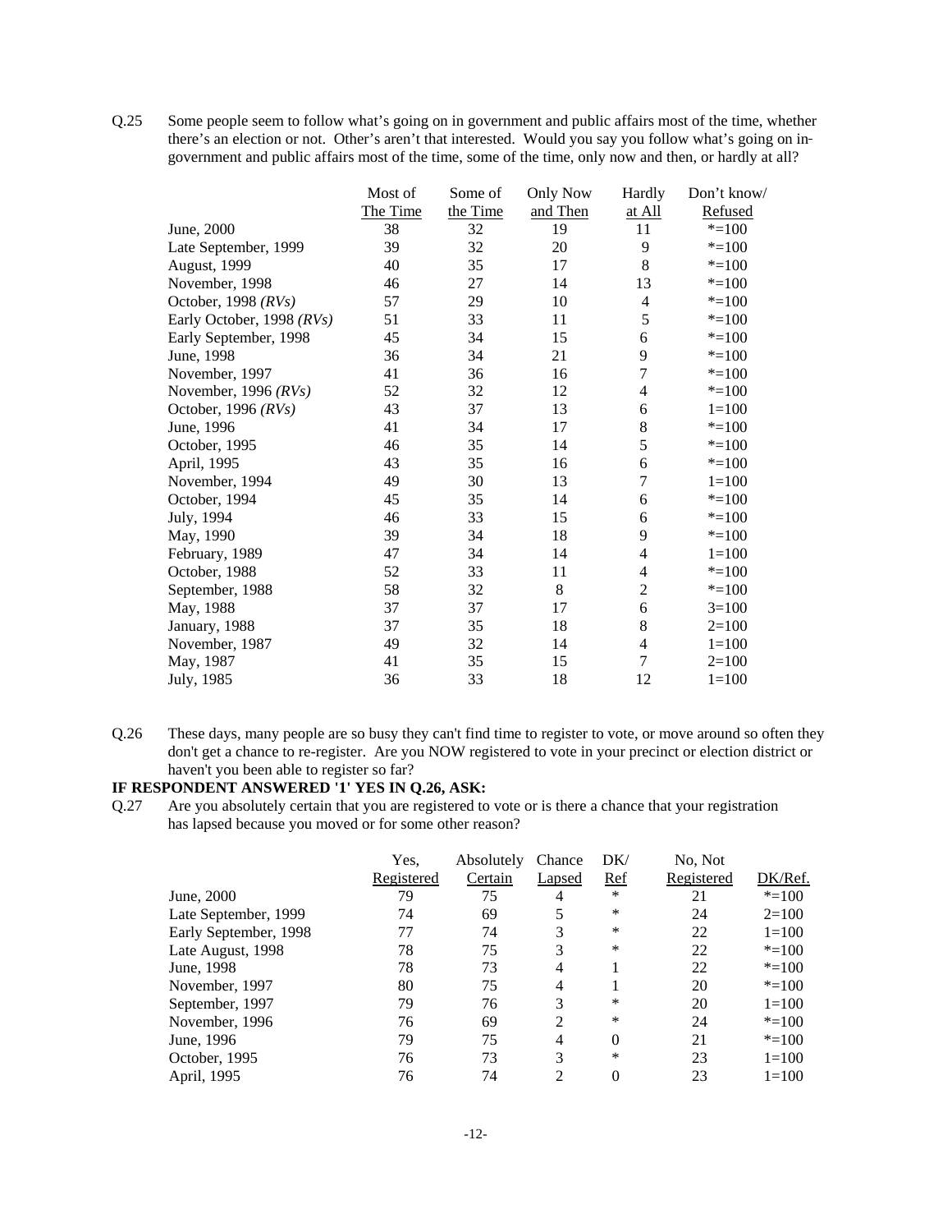Q.25 Some people seem to follow what's going on in government and public affairs most of the time, whether there's an election or not. Other's aren't that interested. Would you say you follow what's going on in government and public affairs most of the time, some of the time, only now and then, or hardly at all?

| | Most of The Time | Some of the Time | Only Now and Then | Hardly at All | Don't know/ Refused |
|---|---|---|---|---|---|
| June, 2000 | 38 | 32 | 19 | 11 | *=100 |
| Late September, 1999 | 39 | 32 | 20 | 9 | *=100 |
| August, 1999 | 40 | 35 | 17 | 8 | *=100 |
| November, 1998 | 46 | 27 | 14 | 13 | *=100 |
| October, 1998 *(RVs)* | 57 | 29 | 10 | 4 | *=100 |
| Early October, 1998 *(RVs)* | 51 | 33 | 11 | 5 | *=100 |
| Early September, 1998 | 45 | 34 | 15 | 6 | *=100 |
| June, 1998 | 36 | 34 | 21 | 9 | *=100 |
| November, 1997 | 41 | 36 | 16 | 7 | *=100 |
| November, 1996 *(RVs)* | 52 | 32 | 12 | 4 | *=100 |
| October, 1996 *(RVs)* | 43 | 37 | 13 | 6 | 1=100 |
| June, 1996 | 41 | 34 | 17 | 8 | *=100 |
| October, 1995 | 46 | 35 | 14 | 5 | *=100 |
| April, 1995 | 43 | 35 | 16 | 6 | *=100 |
| November, 1994 | 49 | 30 | 13 | 7 | 1=100 |
| October, 1994 | 45 | 35 | 14 | 6 | *=100 |
| July, 1994 | 46 | 33 | 15 | 6 | *=100 |
| May, 1990 | 39 | 34 | 18 | 9 | *=100 |
| February, 1989 | 47 | 34 | 14 | 4 | 1=100 |
| October, 1988 | 52 | 33 | 11 | 4 | *=100 |
| September, 1988 | 58 | 32 | 8 | 2 | *=100 |
| May, 1988 | 37 | 37 | 17 | 6 | 3=100 |
| January, 1988 | 37 | 35 | 18 | 8 | 2=100 |
| November, 1987 | 49 | 32 | 14 | 4 | 1=100 |
| May, 1987 | 41 | 35 | 15 | 7 | 2=100 |
| July, 1985 | 36 | 33 | 18 | 12 | 1=100 |

Q.26 These days, many people are so busy they can't find time to register to vote, or move around so often they don't get a chance to re-register. Are you NOW registered to vote in your precinct or election district or haven't you been able to register so far?

**IF RESPONDENT ANSWERED '1' YES IN Q.26, ASK:**

Q.27 Are you absolutely certain that you are registered to vote or is there a chance that your registration has lapsed because you moved or for some other reason?

| | Yes, Registered | Absolutely Certain | Chance Lapsed | DK/ Ref | No, Not Registered | DK/Ref. |
|---|---|---|---|---|---|---|
| June, 2000 | 79 | 75 | 4 | * | 21 | *=100 |
| Late September, 1999 | 74 | 69 | 5 | * | 24 | 2=100 |
| Early September, 1998 | 77 | 74 | 3 | * | 22 | 1=100 |
| Late August, 1998 | 78 | 75 | 3 | * | 22 | *=100 |
| June, 1998 | 78 | 73 | 4 | 1 | 22 | *=100 |
| November, 1997 | 80 | 75 | 4 | 1 | 20 | *=100 |
| September, 1997 | 79 | 76 | 3 | * | 20 | 1=100 |
| November, 1996 | 76 | 69 | 2 | * | 24 | *=100 |
| June, 1996 | 79 | 75 | 4 | 0 | 21 | *=100 |
| October, 1995 | 76 | 73 | 3 | * | 23 | 1=100 |
| April, 1995 | 76 | 74 | 2 | 0 | 23 | 1=100 |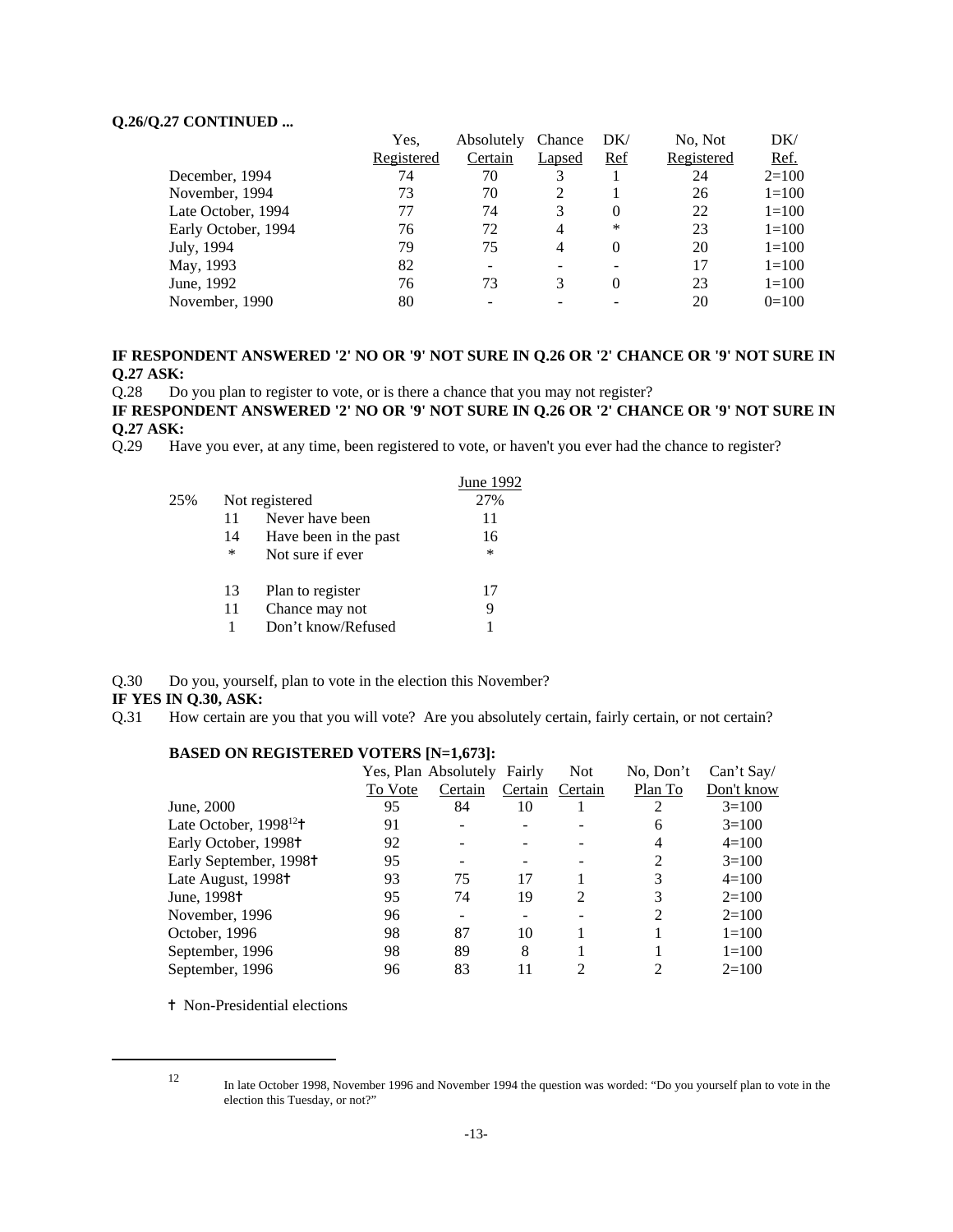**Q.26/Q.27 CONTINUED ...**

| | Yes, Registered | Absolutely Certain | Chance Lapsed | DK/ Ref | No, Not Registered | DK/ Ref. |
|---|---|---|---|---|---|---|
| December, 1994 | 74 | 70 | 3 | 1 | 24 | 2=100 |
| November, 1994 | 73 | 70 | 2 | 1 | 26 | 1=100 |
| Late October, 1994 | 77 | 74 | 3 | 0 | 22 | 1=100 |
| Early October, 1994 | 76 | 72 | 4 | * | 23 | 1=100 |
| July, 1994 | 79 | 75 | 4 | 0 | 20 | 1=100 |
| May, 1993 | 82 | - | - | - | 17 | 1=100 |
| June, 1992 | 76 | 73 | 3 | 0 | 23 | 1=100 |
| November, 1990 | 80 | - | - | - | 20 | 0=100 |

**IF RESPONDENT ANSWERED '2' NO OR '9' NOT SURE IN Q.26 OR '2' CHANCE OR '9' NOT SURE IN Q.27 ASK:**

Q.28 Do you plan to register to vote, or is there a chance that you may not register?

**IF RESPONDENT ANSWERED '2' NO OR '9' NOT SURE IN Q.26 OR '2' CHANCE OR '9' NOT SURE IN Q.27 ASK:**

Q.29 Have you ever, at any time, been registered to vote, or haven't you ever had the chance to register?

| | | | June 1992 |
|---|---|---|---|
| 25% | | Not registered | 27% |
| | 11 | Never have been | 11 |
| | 14 | Have been in the past | 16 |
| | * | Not sure if ever | * |
| | | | |
| | 13 | Plan to register | 17 |
| | 11 | Chance may not | 9 |
| | 1 | Don't know/Refused | 1 |

Q.30 Do you, yourself, plan to vote in the election this November?

**IF YES IN Q.30, ASK:**

Q.31 How certain are you that you will vote? Are you absolutely certain, fairly certain, or not certain?

**BASED ON REGISTERED VOTERS [N=1,673]:**

| | Yes, Plan To Vote | Absolutely Certain | Fairly Certain | Not Certain | No, Don't Plan To | Can't Say/ Don't know |
|---|---|---|---|---|---|---|
| June, 2000 | 95 | 84 | 10 | 1 | 2 | 3=100 |
| Late October, 1998[12]† | 91 | - | - | - | 6 | 3=100 |
| Early October, 1998† | 92 | - | - | - | 4 | 4=100 |
| Early September, 1998† | 95 | - | - | - | 2 | 3=100 |
| Late August, 1998† | 93 | 75 | 17 | 1 | 3 | 4=100 |
| June, 1998† | 95 | 74 | 19 | 2 | 3 | 2=100 |
| November, 1996 | 96 | - | - | - | 2 | 2=100 |
| October, 1996 | 98 | 87 | 10 | 1 | 1 | 1=100 |
| September, 1996 | 98 | 89 | 8 | 1 | 1 | 1=100 |
| September, 1996 | 96 | 83 | 11 | 2 | 2 | 2=100 |

† Non-Presidential elections

[12] In late October 1998, November 1996 and November 1994 the question was worded: "Do you yourself plan to vote in the election this Tuesday, or not?"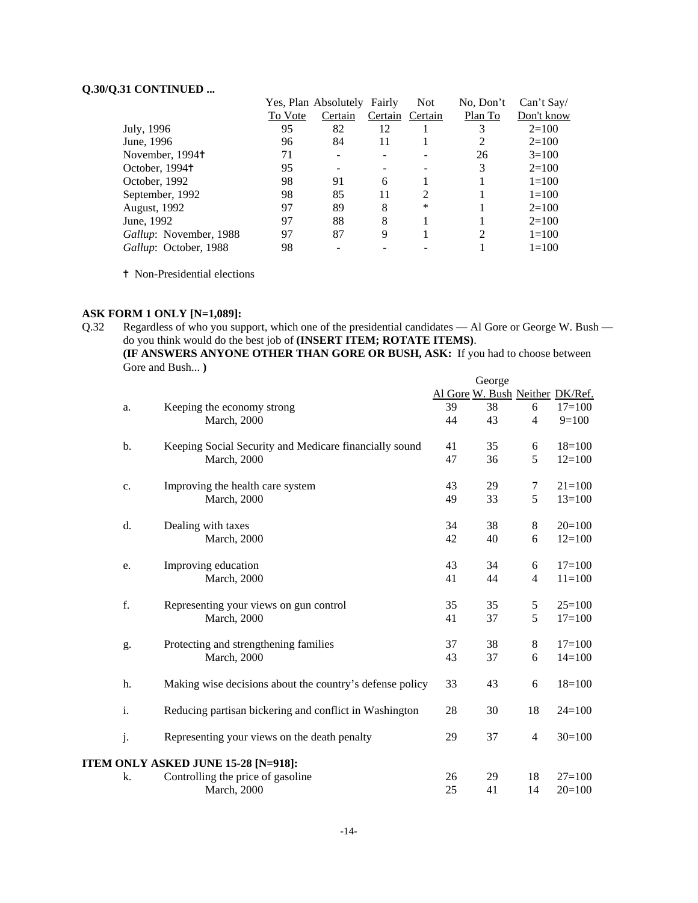**Q.30/Q.31 CONTINUED ...**

| | Yes, Plan To Vote | Absolutely Certain | Fairly Certain | Not Certain | No, Don't Plan To | Can't Say/ Don't know |
|---|---|---|---|---|---|---|
| July, 1996 | 95 | 82 | 12 | 1 | 3 | 2=100 |
| June, 1996 | 96 | 84 | 11 | 1 | 2 | 2=100 |
| November, 1994† | 71 | - | - | - | 26 | 3=100 |
| October, 1994† | 95 | - | - | - | 3 | 2=100 |
| October, 1992 | 98 | 91 | 6 | 1 | 1 | 1=100 |
| September, 1992 | 98 | 85 | 11 | 2 | 1 | 1=100 |
| August, 1992 | 97 | 89 | 8 | * | 1 | 2=100 |
| June, 1992 | 97 | 88 | 8 | 1 | 1 | 2=100 |
| *Gallup*: November, 1988 | 97 | 87 | 9 | 1 | 2 | 1=100 |
| *Gallup*: October, 1988 | 98 | - | - | - | 1 | 1=100 |

† Non-Presidential elections

**ASK FORM 1 ONLY [N=1,089]:**

Q.32 Regardless of who you support, which one of the presidential candidates — Al Gore or George W. Bush — do you think would do the best job of **(INSERT ITEM; ROTATE ITEMS)**.
**(IF ANSWERS ANYONE OTHER THAN GORE OR BUSH, ASK:** If you had to choose between Gore and Bush... **)**

| | | Al Gore | George W. Bush | Neither | DK/Ref. |
|---|---|---|---|---|---|
| a. | Keeping the economy strong | 39 | 38 | 6 | 17=100 |
| | March, 2000 | 44 | 43 | 4 | 9=100 |
| b. | Keeping Social Security and Medicare financially sound | 41 | 35 | 6 | 18=100 |
| | March, 2000 | 47 | 36 | 5 | 12=100 |
| c. | Improving the health care system | 43 | 29 | 7 | 21=100 |
| | March, 2000 | 49 | 33 | 5 | 13=100 |
| d. | Dealing with taxes | 34 | 38 | 8 | 20=100 |
| | March, 2000 | 42 | 40 | 6 | 12=100 |
| e. | Improving education | 43 | 34 | 6 | 17=100 |
| | March, 2000 | 41 | 44 | 4 | 11=100 |
| f. | Representing your views on gun control | 35 | 35 | 5 | 25=100 |
| | March, 2000 | 41 | 37 | 5 | 17=100 |
| g. | Protecting and strengthening families | 37 | 38 | 8 | 17=100 |
| | March, 2000 | 43 | 37 | 6 | 14=100 |
| h. | Making wise decisions about the country's defense policy | 33 | 43 | 6 | 18=100 |
| i. | Reducing partisan bickering and conflict in Washington | 28 | 30 | 18 | 24=100 |
| j. | Representing your views on the death penalty | 29 | 37 | 4 | 30=100 |
| **ITEM ONLY ASKED JUNE 15-28 [N=918]:** | | | | | |
| k. | Controlling the price of gasoline | 26 | 29 | 18 | 27=100 |
| | March, 2000 | 25 | 41 | 14 | 20=100 |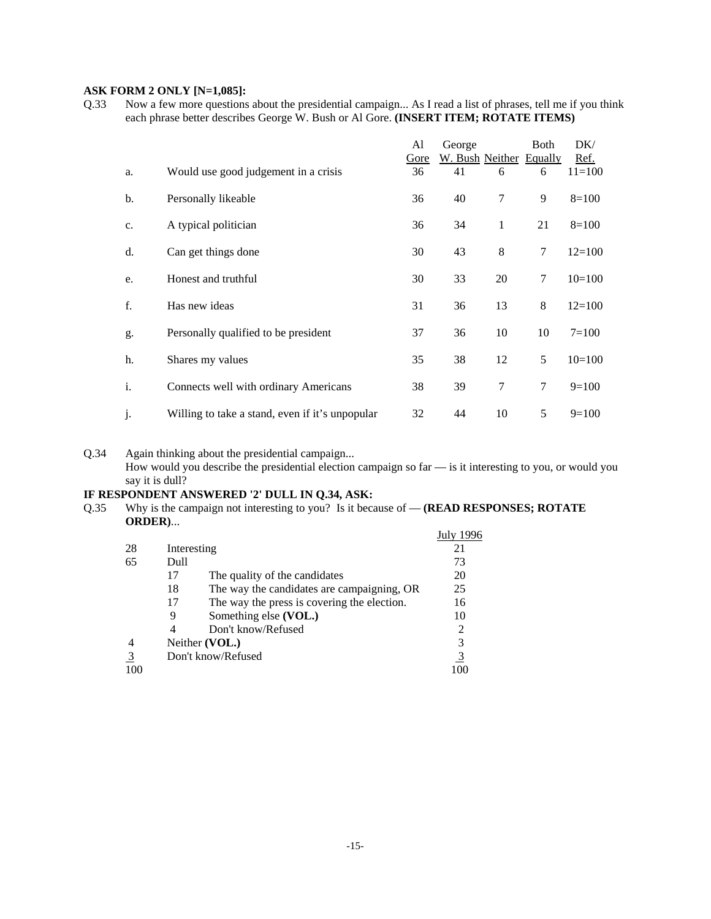**ASK FORM 2 ONLY [N=1,085]:**

Q.33 Now a few more questions about the presidential campaign... As I read a list of phrases, tell me if you think each phrase better describes George W. Bush or Al Gore. **(INSERT ITEM; ROTATE ITEMS)**

| | | Al Gore | George W. Bush | Neither | Both Equally | DK/ Ref. |
|---|---|---|---|---|---|---|
| a. | Would use good judgement in a crisis | 36 | 41 | 6 | 6 | 11=100 |
| b. | Personally likeable | 36 | 40 | 7 | 9 | 8=100 |
| c. | A typical politician | 36 | 34 | 1 | 21 | 8=100 |
| d. | Can get things done | 30 | 43 | 8 | 7 | 12=100 |
| e. | Honest and truthful | 30 | 33 | 20 | 7 | 10=100 |
| f. | Has new ideas | 31 | 36 | 13 | 8 | 12=100 |
| g. | Personally qualified to be president | 37 | 36 | 10 | 10 | 7=100 |
| h. | Shares my values | 35 | 38 | 12 | 5 | 10=100 |
| i. | Connects well with ordinary Americans | 38 | 39 | 7 | 7 | 9=100 |
| j. | Willing to take a stand, even if it's unpopular | 32 | 44 | 10 | 5 | 9=100 |

Q.34 Again thinking about the presidential campaign...
How would you describe the presidential election campaign so far — is it interesting to you, or would you say it is dull?

**IF RESPONDENT ANSWERED '2' DULL IN Q.34, ASK:**

Q.35 Why is the campaign not interesting to you? Is it because of — **(READ RESPONSES; ROTATE ORDER)**...

| | | | July 1996 |
|---|---|---|---|
| 28 | Interesting | | 21 |
| 65 | Dull | | 73 |
| | 17 | The quality of the candidates | 20 |
| | 18 | The way the candidates are campaigning, OR | 25 |
| | 17 | The way the press is covering the election. | 16 |
| | 9 | Something else **(VOL.)** | 10 |
| | 4 | Don't know/Refused | 2 |
| 4 | Neither **(VOL.)** | | 3 |
| 3 | Don't know/Refused | | 3 |
| 100 | | | 100 |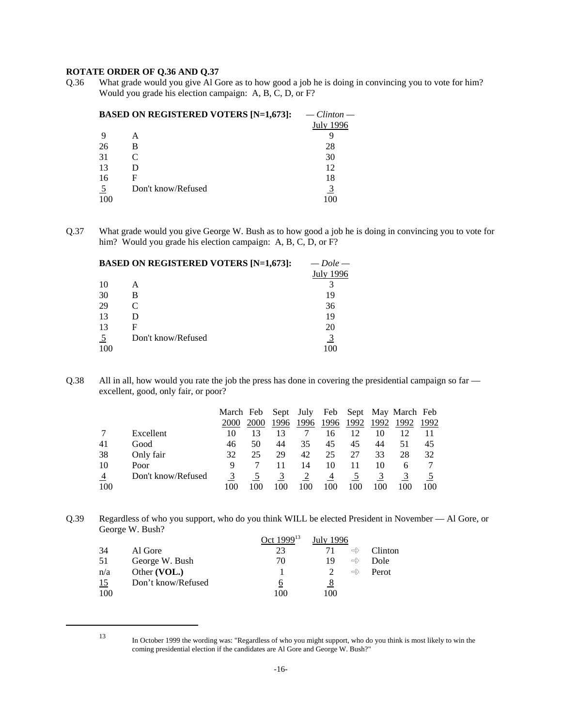**ROTATE ORDER OF Q.36 AND Q.37**

Q.36 What grade would you give Al Gore as to how good a job he is doing in convincing you to vote for him? Would you grade his election campaign: A, B, C, D, or F?

**BASED ON REGISTERED VOTERS [N=1,673]:**

| | | *— Clinton —* July 1996 |
|---|---|---|
| 9 | A | 9 |
| 26 | B | 28 |
| 31 | C | 30 |
| 13 | D | 12 |
| 16 | F | 18 |
| 5 | Don't know/Refused | 3 |
| 100 | | 100 |

Q.37 What grade would you give George W. Bush as to how good a job he is doing in convincing you to vote for him? Would you grade his election campaign: A, B, C, D, or F?

**BASED ON REGISTERED VOTERS [N=1,673]:**

| | | *— Dole —* July 1996 |
|---|---|---|
| 10 | A | 3 |
| 30 | B | 19 |
| 29 | C | 36 |
| 13 | D | 19 |
| 13 | F | 20 |
| 5 | Don't know/Refused | 3 |
| 100 | | 100 |

Q.38 All in all, how would you rate the job the press has done in covering the presidential campaign so far — excellent, good, only fair, or poor?

| | | March 2000 | Feb 2000 | Sept 1996 | July 1996 | Feb 1996 | Sept 1992 | May 1992 | March 1992 | Feb 1992 |
|---|---|---|---|---|---|---|---|---|---|---|
| 7 | Excellent | 10 | 13 | 13 | 7 | 16 | 12 | 10 | 12 | 11 |
| 41 | Good | 46 | 50 | 44 | 35 | 45 | 45 | 44 | 51 | 45 |
| 38 | Only fair | 32 | 25 | 29 | 42 | 25 | 27 | 33 | 28 | 32 |
| 10 | Poor | 9 | 7 | 11 | 14 | 10 | 11 | 10 | 6 | 7 |
| 4 | Don't know/Refused | 3 | 5 | 3 | 2 | 4 | 5 | 3 | 3 | 5 |
| 100 | | 100 | 100 | 100 | 100 | 100 | 100 | 100 | 100 | 100 |

Q.39 Regardless of who you support, who do you think WILL be elected President in November — Al Gore, or George W. Bush?

| | | Oct 1999[13] | July 1996 | | |
|---|---|---|---|---|---|
| 34 | Al Gore | 23 | 71 | ⇨ | Clinton |
| 51 | George W. Bush | 70 | 19 | ⇨ | Dole |
| n/a | Other **(VOL.)** | 1 | 2 | ⇨ | Perot |
| 15 | Don't know/Refused | 6 | 8 | | |
| 100 | | 100 | 100 | | |

[13] In October 1999 the wording was: "Regardless of who you might support, who do you think is most likely to win the coming presidential election if the candidates are Al Gore and George W. Bush?"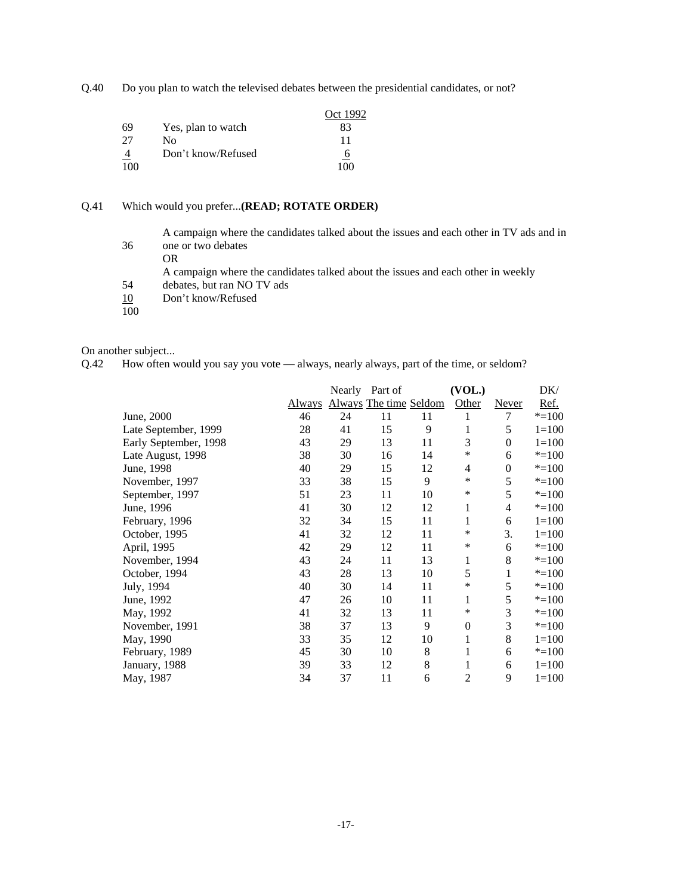Q.40 Do you plan to watch the televised debates between the presidential candidates, or not?

| | | Oct 1992 |
|---|---|---|
| 69 | Yes, plan to watch | 83 |
| 27 | No | 11 |
| 4 | Don't know/Refused | 6 |
| 100 | | 100 |

Q.41 Which would you prefer...**(READ; ROTATE ORDER)**

| | |
|---|---|
| 36 | A campaign where the candidates talked about the issues and each other in TV ads and in one or two debates |
| | OR |
| 54 | A campaign where the candidates talked about the issues and each other in weekly debates, but ran NO TV ads |
| 10 | Don't know/Refused |
| 100 | |

On another subject...

Q.42 How often would you say you vote — always, nearly always, part of the time, or seldom?

| | Always | Nearly Always | Part of The time | Seldom | (VOL.) Other | Never | DK/ Ref. |
|---|---|---|---|---|---|---|---|
| June, 2000 | 46 | 24 | 11 | 11 | 1 | 7 | *=100 |
| Late September, 1999 | 28 | 41 | 15 | 9 | 1 | 5 | 1=100 |
| Early September, 1998 | 43 | 29 | 13 | 11 | 3 | 0 | 1=100 |
| Late August, 1998 | 38 | 30 | 16 | 14 | * | 6 | *=100 |
| June, 1998 | 40 | 29 | 15 | 12 | 4 | 0 | *=100 |
| November, 1997 | 33 | 38 | 15 | 9 | * | 5 | *=100 |
| September, 1997 | 51 | 23 | 11 | 10 | * | 5 | *=100 |
| June, 1996 | 41 | 30 | 12 | 12 | 1 | 4 | *=100 |
| February, 1996 | 32 | 34 | 15 | 11 | 1 | 6 | 1=100 |
| October, 1995 | 41 | 32 | 12 | 11 | * | 3. | 1=100 |
| April, 1995 | 42 | 29 | 12 | 11 | * | 6 | *=100 |
| November, 1994 | 43 | 24 | 11 | 13 | 1 | 8 | *=100 |
| October, 1994 | 43 | 28 | 13 | 10 | 5 | 1 | *=100 |
| July, 1994 | 40 | 30 | 14 | 11 | * | 5 | *=100 |
| June, 1992 | 47 | 26 | 10 | 11 | 1 | 5 | *=100 |
| May, 1992 | 41 | 32 | 13 | 11 | * | 3 | *=100 |
| November, 1991 | 38 | 37 | 13 | 9 | 0 | 3 | *=100 |
| May, 1990 | 33 | 35 | 12 | 10 | 1 | 8 | 1=100 |
| February, 1989 | 45 | 30 | 10 | 8 | 1 | 6 | *=100 |
| January, 1988 | 39 | 33 | 12 | 8 | 1 | 6 | 1=100 |
| May, 1987 | 34 | 37 | 11 | 6 | 2 | 9 | 1=100 |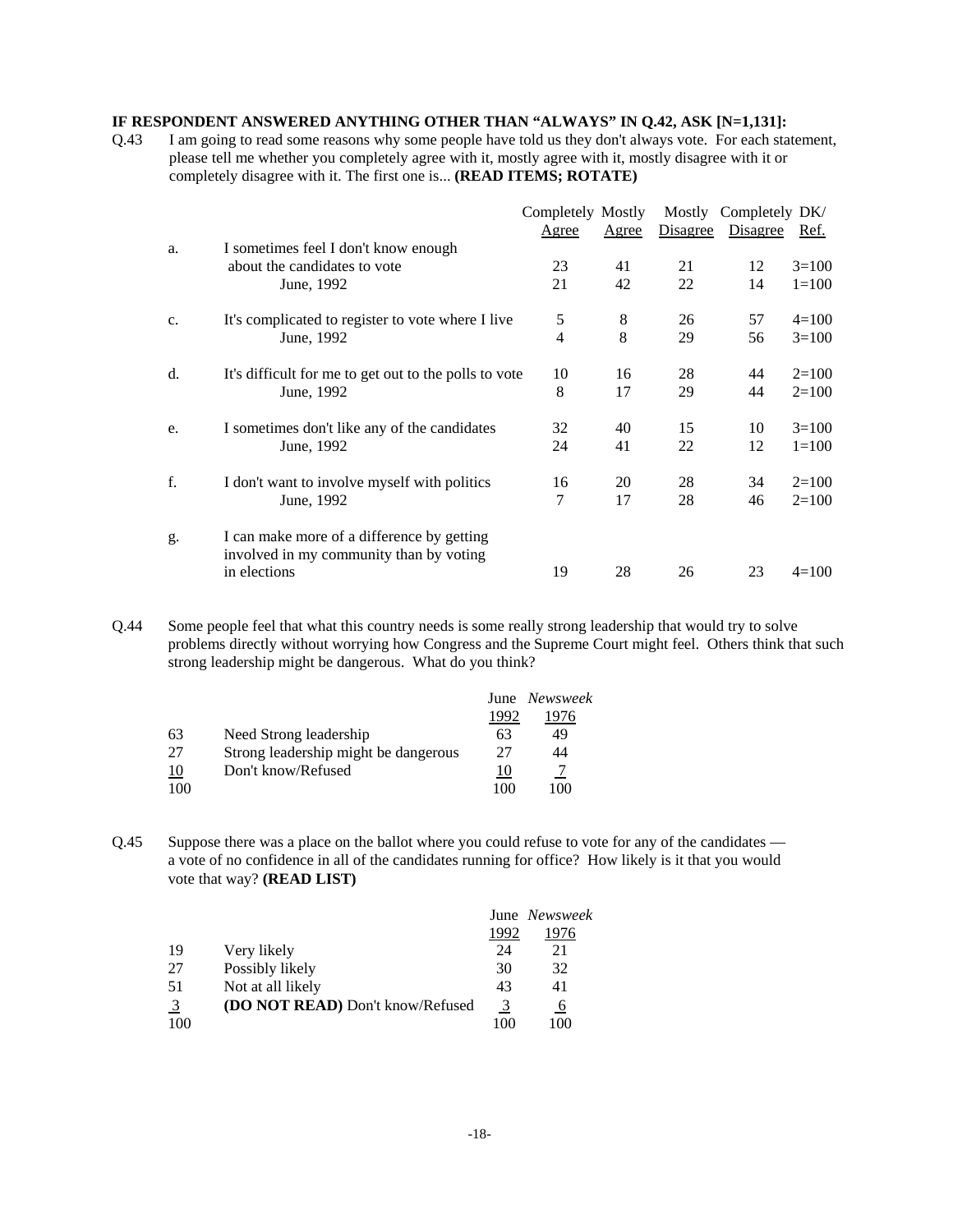**IF RESPONDENT ANSWERED ANYTHING OTHER THAN "ALWAYS" IN Q.42, ASK [N=1,131]:**

Q.43 I am going to read some reasons why some people have told us they don't always vote. For each statement, please tell me whether you completely agree with it, mostly agree with it, mostly disagree with it or completely disagree with it. The first one is... **(READ ITEMS; ROTATE)**

| | | Completely Agree | Mostly Agree | Mostly Disagree | Completely Disagree | DK/ Ref. |
|---|---|---|---|---|---|---|
| a. | I sometimes feel I don't know enough about the candidates to vote | 23 | 41 | 21 | 12 | 3=100 |
| | June, 1992 | 21 | 42 | 22 | 14 | 1=100 |
| c. | It's complicated to register to vote where I live | 5 | 8 | 26 | 57 | 4=100 |
| | June, 1992 | 4 | 8 | 29 | 56 | 3=100 |
| d. | It's difficult for me to get out to the polls to vote | 10 | 16 | 28 | 44 | 2=100 |
| | June, 1992 | 8 | 17 | 29 | 44 | 2=100 |
| e. | I sometimes don't like any of the candidates | 32 | 40 | 15 | 10 | 3=100 |
| | June, 1992 | 24 | 41 | 22 | 12 | 1=100 |
| f. | I don't want to involve myself with politics | 16 | 20 | 28 | 34 | 2=100 |
| | June, 1992 | 7 | 17 | 28 | 46 | 2=100 |
| g. | I can make more of a difference by getting involved in my community than by voting in elections | 19 | 28 | 26 | 23 | 4=100 |

Q.44 Some people feel that what this country needs is some really strong leadership that would try to solve problems directly without worrying how Congress and the Supreme Court might feel. Others think that such strong leadership might be dangerous. What do you think?

| | | June 1992 | *Newsweek* 1976 |
|---|---|---|---|
| 63 | Need Strong leadership | 63 | 49 |
| 27 | Strong leadership might be dangerous | 27 | 44 |
| 10 | Don't know/Refused | 10 | 7 |
| 100 | | 100 | 100 |

Q.45 Suppose there was a place on the ballot where you could refuse to vote for any of the candidates — a vote of no confidence in all of the candidates running for office? How likely is it that you would vote that way? **(READ LIST)**

| | | June 1992 | *Newsweek* 1976 |
|---|---|---|---|
| 19 | Very likely | 24 | 21 |
| 27 | Possibly likely | 30 | 32 |
| 51 | Not at all likely | 43 | 41 |
| 3 | **(DO NOT READ)** Don't know/Refused | 3 | 6 |
| 100 | | 100 | 100 |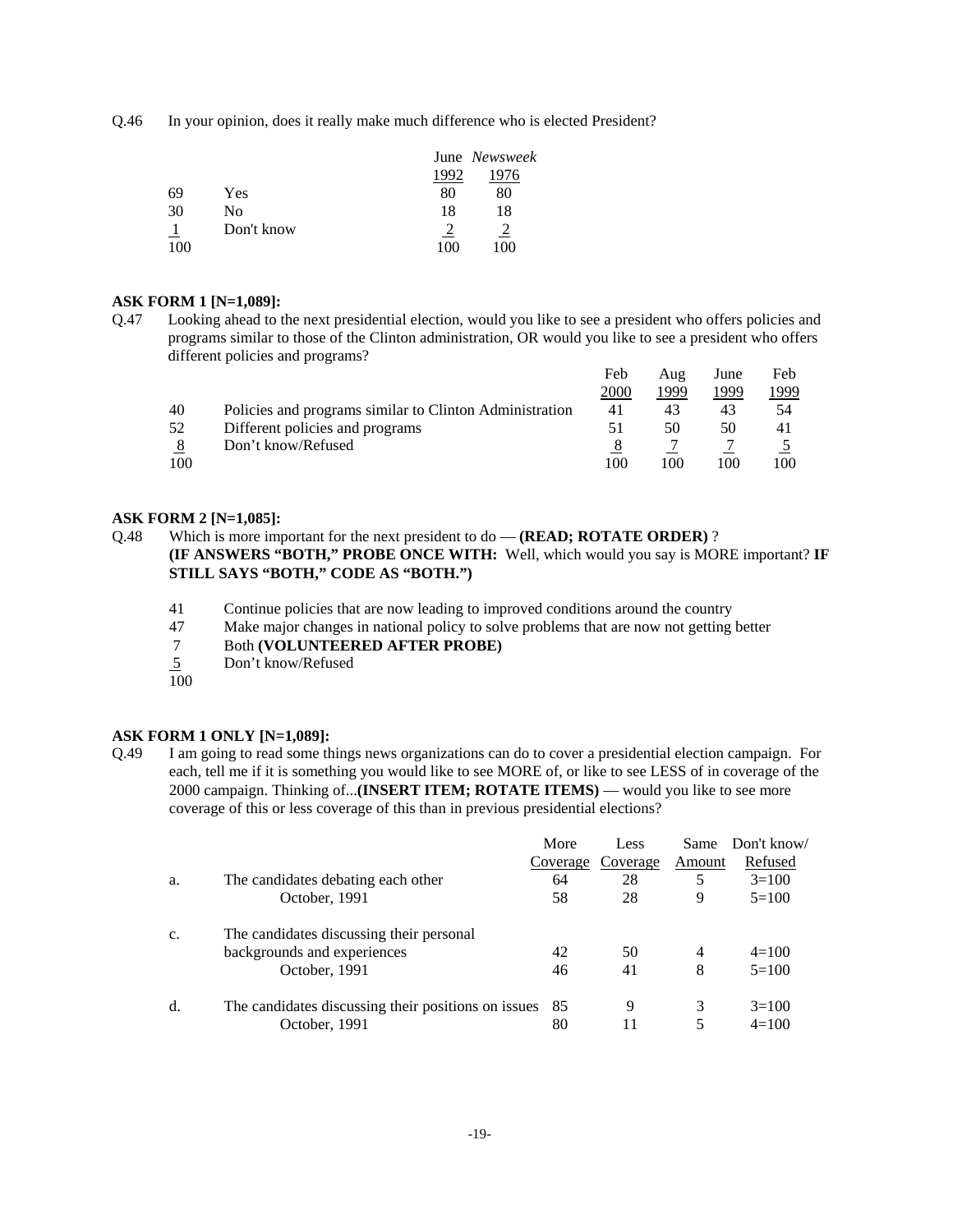Q.46 In your opinion, does it really make much difference who is elected President?

| | | June 1992 | *Newsweek* 1976 |
|---|---|---|---|
| 69 | Yes | 80 | 80 |
| 30 | No | 18 | 18 |
| 1 | Don't know | 2 | 2 |
| 100 | | 100 | 100 |

**ASK FORM 1 [N=1,089]:**

Q.47 Looking ahead to the next presidential election, would you like to see a president who offers policies and programs similar to those of the Clinton administration, OR would you like to see a president who offers different policies and programs?

| | | Feb 2000 | Aug 1999 | June 1999 | Feb 1999 |
|---|---|---|---|---|---|
| 40 | Policies and programs similar to Clinton Administration | 41 | 43 | 43 | 54 |
| 52 | Different policies and programs | 51 | 50 | 50 | 41 |
| 8 | Don't know/Refused | 8 | 7 | 7 | 5 |
| 100 | | 100 | 100 | 100 | 100 |

**ASK FORM 2 [N=1,085]:**

Q.48 Which is more important for the next president to do — **(READ; ROTATE ORDER)** ? **(IF ANSWERS "BOTH," PROBE ONCE WITH:** Well, which would you say is MORE important? **IF STILL SAYS "BOTH," CODE AS "BOTH.")**

| | |
|---|---|
| 41 | Continue policies that are now leading to improved conditions around the country |
| 47 | Make major changes in national policy to solve problems that are now not getting better |
| 7 | Both **(VOLUNTEERED AFTER PROBE)** |
| 5 | Don't know/Refused |
| 100 | |

**ASK FORM 1 ONLY [N=1,089]:**

Q.49 I am going to read some things news organizations can do to cover a presidential election campaign. For each, tell me if it is something you would like to see MORE of, or like to see LESS of in coverage of the 2000 campaign. Thinking of...**(INSERT ITEM; ROTATE ITEMS)** — would you like to see more coverage of this or less coverage of this than in previous presidential elections?

| | | More Coverage | Less Coverage | Same Amount | Don't know/ Refused |
|---|---|---|---|---|---|
| a. | The candidates debating each other | 64 | 28 | 5 | 3=100 |
| | October, 1991 | 58 | 28 | 9 | 5=100 |
| c. | The candidates discussing their personal backgrounds and experiences | 42 | 50 | 4 | 4=100 |
| | October, 1991 | 46 | 41 | 8 | 5=100 |
| d. | The candidates discussing their positions on issues | 85 | 9 | 3 | 3=100 |
| | October, 1991 | 80 | 11 | 5 | 4=100 |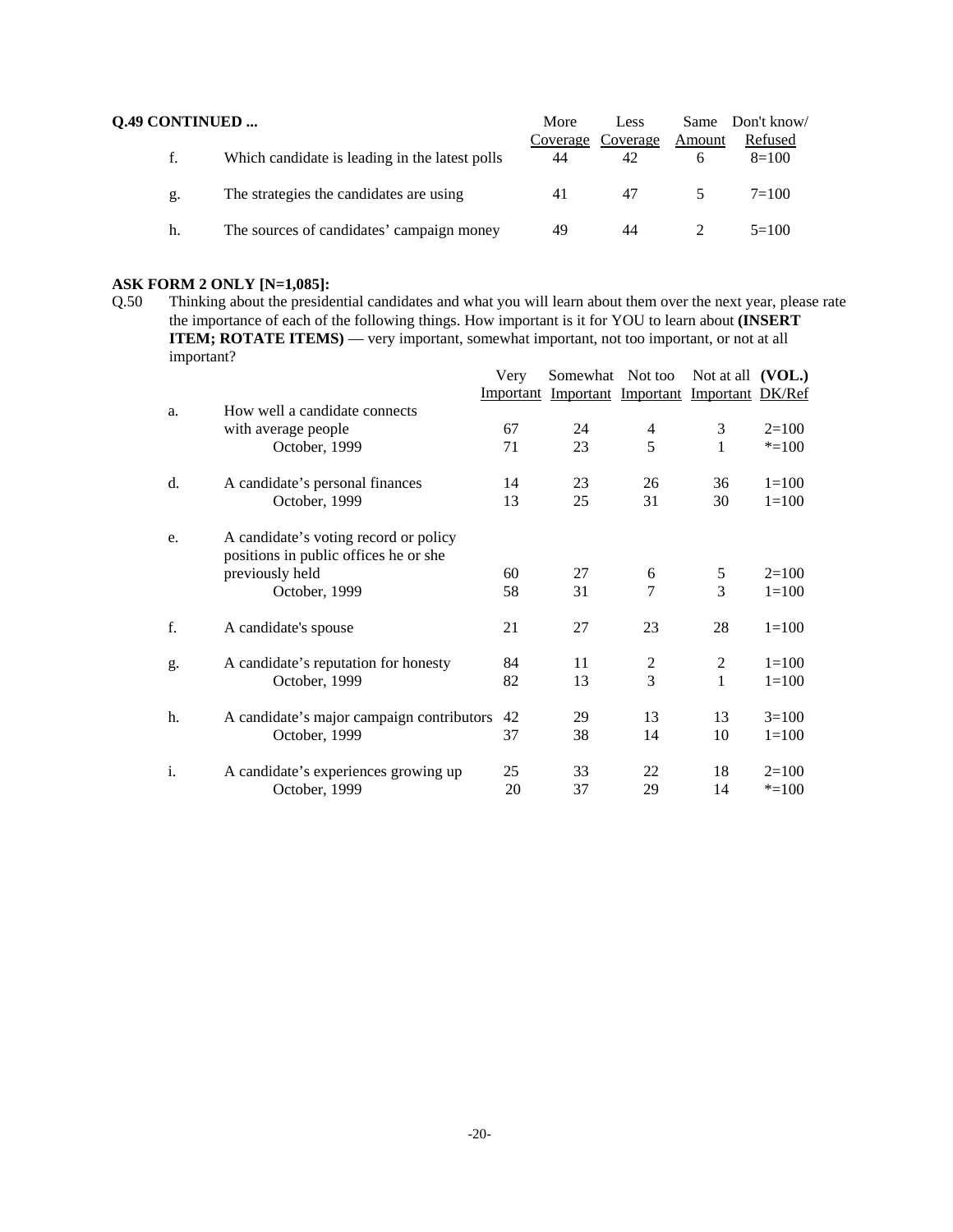**Q.49 CONTINUED ...**

| | | More Coverage | Less Coverage | Same Amount | Don't know/ Refused |
|---|---|---|---|---|---|
| f. | Which candidate is leading in the latest polls | 44 | 42 | 6 | 8=100 |
| g. | The strategies the candidates are using | 41 | 47 | 5 | 7=100 |
| h. | The sources of candidates' campaign money | 49 | 44 | 2 | 5=100 |

**ASK FORM 2 ONLY [N=1,085]:**

Q.50 Thinking about the presidential candidates and what you will learn about them over the next year, please rate the importance of each of the following things. How important is it for YOU to learn about **(INSERT ITEM; ROTATE ITEMS)** — very important, somewhat important, not too important, or not at all important?

| | | Very Important | Somewhat Important | Not too Important | Not at all Important | (VOL.) DK/Ref |
|---|---|---|---|---|---|---|
| a. | How well a candidate connects with average people | 67 | 24 | 4 | 3 | 2=100 |
| | October, 1999 | 71 | 23 | 5 | 1 | *=100 |
| d. | A candidate's personal finances | 14 | 23 | 26 | 36 | 1=100 |
| | October, 1999 | 13 | 25 | 31 | 30 | 1=100 |
| e. | A candidate's voting record or policy positions in public offices he or she previously held | 60 | 27 | 6 | 5 | 2=100 |
| | October, 1999 | 58 | 31 | 7 | 3 | 1=100 |
| f. | A candidate's spouse | 21 | 27 | 23 | 28 | 1=100 |
| g. | A candidate's reputation for honesty | 84 | 11 | 2 | 2 | 1=100 |
| | October, 1999 | 82 | 13 | 3 | 1 | 1=100 |
| h. | A candidate's major campaign contributors | 42 | 29 | 13 | 13 | 3=100 |
| | October, 1999 | 37 | 38 | 14 | 10 | 1=100 |
| i. | A candidate's experiences growing up | 25 | 33 | 22 | 18 | 2=100 |
| | October, 1999 | 20 | 37 | 29 | 14 | *=100 |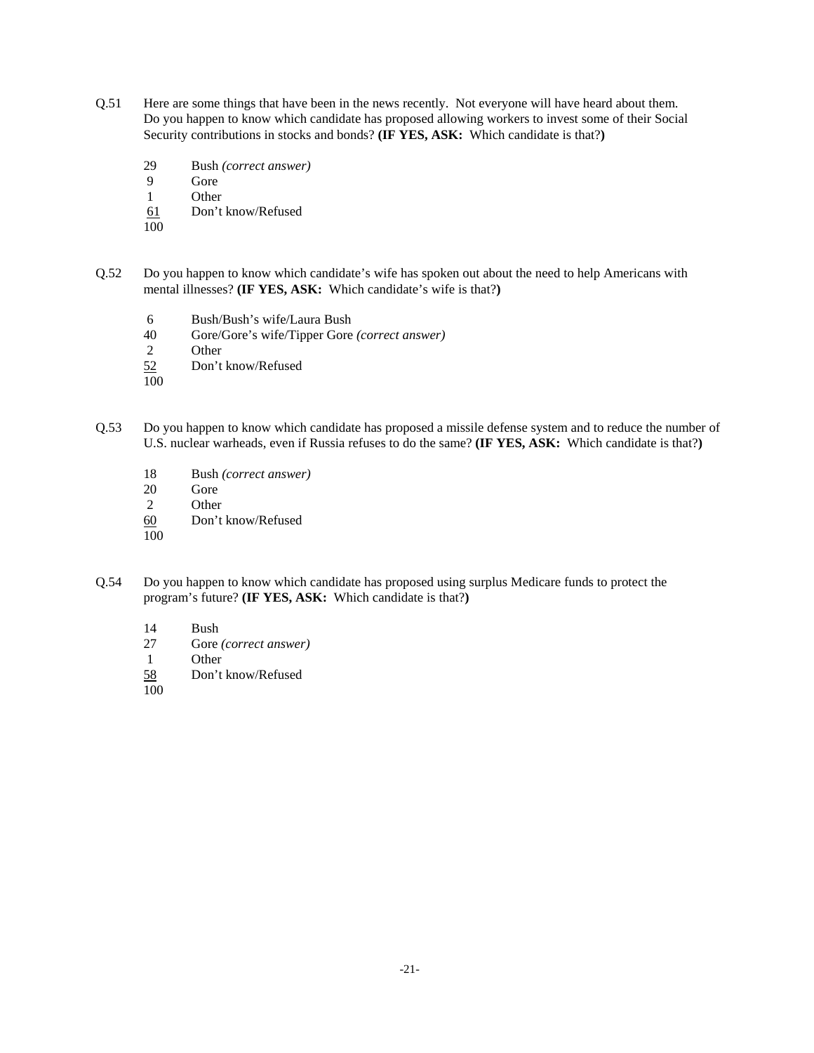Q.51 Here are some things that have been in the news recently. Not everyone will have heard about them. Do you happen to know which candidate has proposed allowing workers to invest some of their Social Security contributions in stocks and bonds? **(IF YES, ASK:** Which candidate is that?**)**

| | |
|---|---|
| 29 | Bush *(correct answer)* |
| 9 | Gore |
| 1 | Other |
| 61 | Don't know/Refused |
| 100 | |

Q.52 Do you happen to know which candidate's wife has spoken out about the need to help Americans with mental illnesses? **(IF YES, ASK:** Which candidate's wife is that?**)**

| | |
|---|---|
| 6 | Bush/Bush's wife/Laura Bush |
| 40 | Gore/Gore's wife/Tipper Gore *(correct answer)* |
| 2 | Other |
| 52 | Don't know/Refused |
| 100 | |

Q.53 Do you happen to know which candidate has proposed a missile defense system and to reduce the number of U.S. nuclear warheads, even if Russia refuses to do the same? **(IF YES, ASK:** Which candidate is that?**)**

| | |
|---|---|
| 18 | Bush *(correct answer)* |
| 20 | Gore |
| 2 | Other |
| 60 | Don't know/Refused |
| 100 | |

Q.54 Do you happen to know which candidate has proposed using surplus Medicare funds to protect the program's future? **(IF YES, ASK:** Which candidate is that?**)**

| | |
|---|---|
| 14 | Bush |
| 27 | Gore *(correct answer)* |
| 1 | Other |
| 58 | Don't know/Refused |
| 100 | |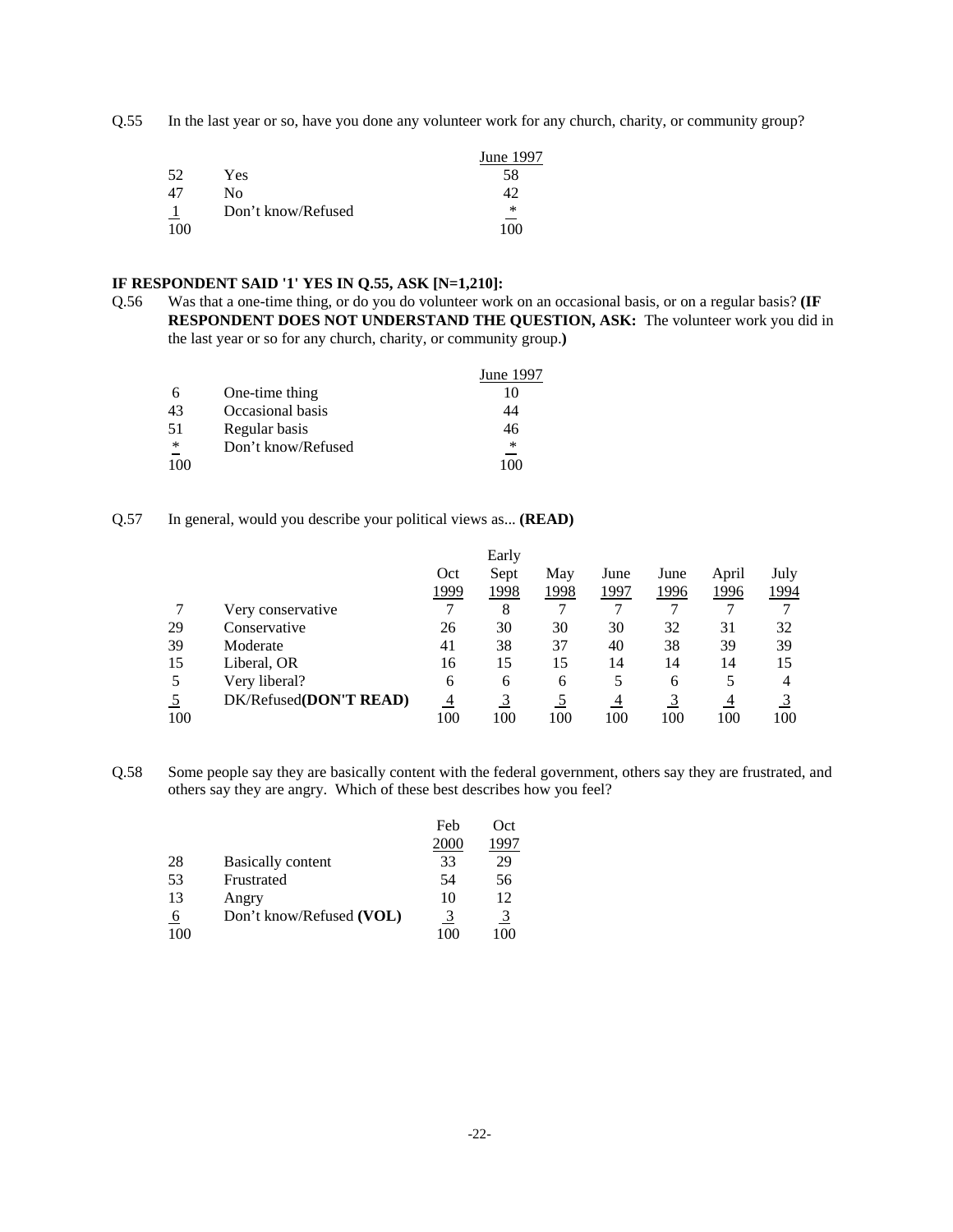Q.55 In the last year or so, have you done any volunteer work for any church, charity, or community group?

| | | June 1997 |
|---|---|---|
| 52 | Yes | 58 |
| 47 | No | 42 |
| 1 | Don't know/Refused | * |
| 100 | | 100 |

**IF RESPONDENT SAID '1' YES IN Q.55, ASK [N=1,210]:**

Q.56 Was that a one-time thing, or do you do volunteer work on an occasional basis, or on a regular basis? **(IF RESPONDENT DOES NOT UNDERSTAND THE QUESTION, ASK:** The volunteer work you did in the last year or so for any church, charity, or community group.**)**

| | | June 1997 |
|---|---|---|
| 6 | One-time thing | 10 |
| 43 | Occasional basis | 44 |
| 51 | Regular basis | 46 |
| * | Don't know/Refused | * |
| 100 | | 100 |

Q.57 In general, would you describe your political views as... **(READ)**

| | | Oct 1999 | Early Sept 1998 | May 1998 | June 1997 | June 1996 | April 1996 | July 1994 |
|---|---|---|---|---|---|---|---|---|
| 7 | Very conservative | 7 | 8 | 7 | 7 | 7 | 7 | 7 |
| 29 | Conservative | 26 | 30 | 30 | 30 | 32 | 31 | 32 |
| 39 | Moderate | 41 | 38 | 37 | 40 | 38 | 39 | 39 |
| 15 | Liberal, OR | 16 | 15 | 15 | 14 | 14 | 14 | 15 |
| 5 | Very liberal? | 6 | 6 | 6 | 5 | 6 | 5 | 4 |
| 5 | DK/Refused**(DON'T READ)** | 4 | 3 | 5 | 4 | 3 | 4 | 3 |
| 100 | | 100 | 100 | 100 | 100 | 100 | 100 | 100 |

Q.58 Some people say they are basically content with the federal government, others say they are frustrated, and others say they are angry. Which of these best describes how you feel?

| | | Feb 2000 | Oct 1997 |
|---|---|---|---|
| 28 | Basically content | 33 | 29 |
| 53 | Frustrated | 54 | 56 |
| 13 | Angry | 10 | 12 |
| 6 | Don't know/Refused **(VOL)** | 3 | 3 |
| 100 | | 100 | 100 |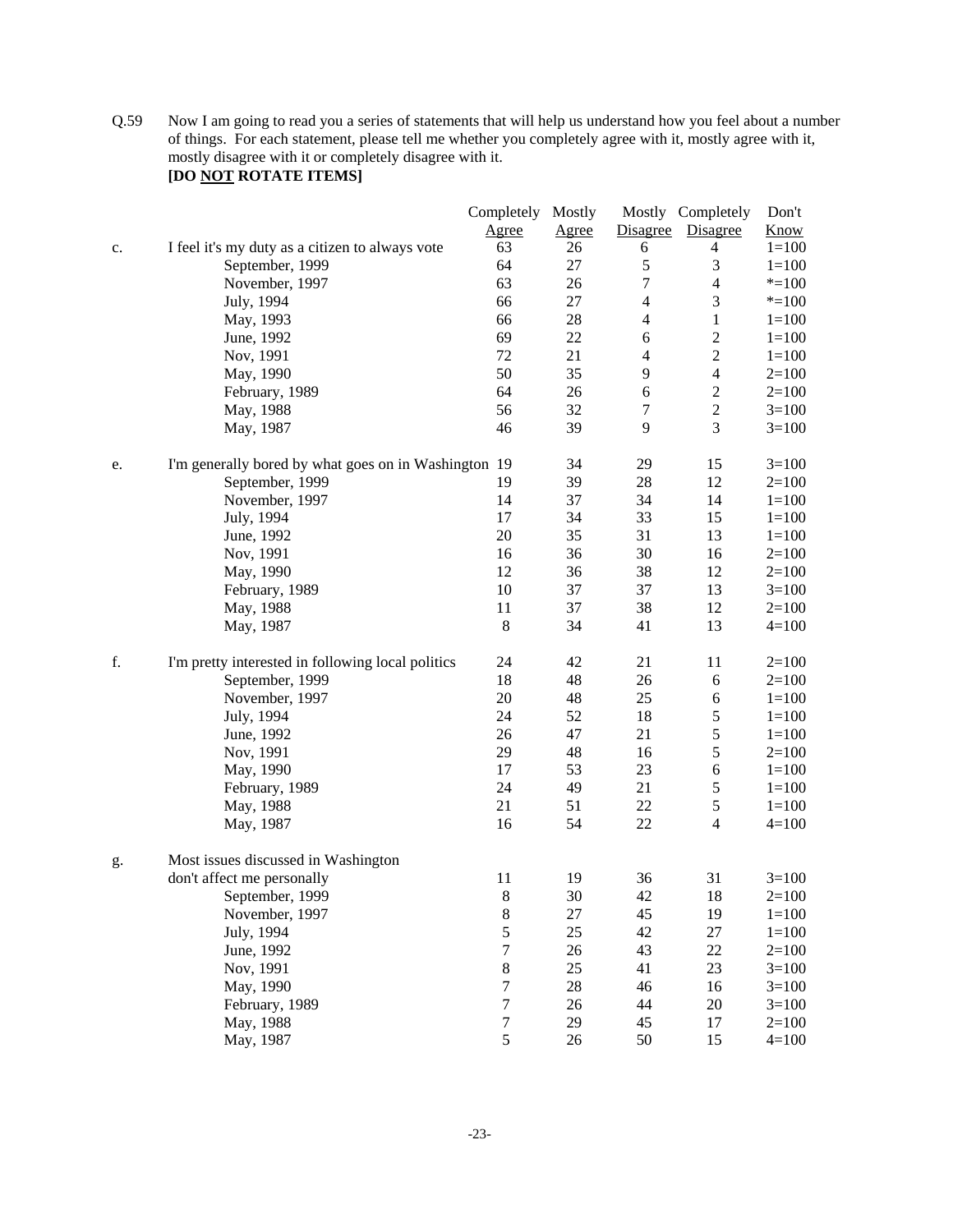Q.59 Now I am going to read you a series of statements that will help us understand how you feel about a number of things. For each statement, please tell me whether you completely agree with it, mostly agree with it, mostly disagree with it or completely disagree with it.
**[DO NOT ROTATE ITEMS]**

| | | Completely Agree | Mostly Agree | Mostly Disagree | Completely Disagree | Don't Know |
|---|---|---|---|---|---|---|
| c. | I feel it's my duty as a citizen to always vote | 63 | 26 | 6 | 4 | 1=100 |
| | September, 1999 | 64 | 27 | 5 | 3 | 1=100 |
| | November, 1997 | 63 | 26 | 7 | 4 | *=100 |
| | July, 1994 | 66 | 27 | 4 | 3 | *=100 |
| | May, 1993 | 66 | 28 | 4 | 1 | 1=100 |
| | June, 1992 | 69 | 22 | 6 | 2 | 1=100 |
| | Nov, 1991 | 72 | 21 | 4 | 2 | 1=100 |
| | May, 1990 | 50 | 35 | 9 | 4 | 2=100 |
| | February, 1989 | 64 | 26 | 6 | 2 | 2=100 |
| | May, 1988 | 56 | 32 | 7 | 2 | 3=100 |
| | May, 1987 | 46 | 39 | 9 | 3 | 3=100 |
| e. | I'm generally bored by what goes on in Washington | 19 | 34 | 29 | 15 | 3=100 |
| | September, 1999 | 19 | 39 | 28 | 12 | 2=100 |
| | November, 1997 | 14 | 37 | 34 | 14 | 1=100 |
| | July, 1994 | 17 | 34 | 33 | 15 | 1=100 |
| | June, 1992 | 20 | 35 | 31 | 13 | 1=100 |
| | Nov, 1991 | 16 | 36 | 30 | 16 | 2=100 |
| | May, 1990 | 12 | 36 | 38 | 12 | 2=100 |
| | February, 1989 | 10 | 37 | 37 | 13 | 3=100 |
| | May, 1988 | 11 | 37 | 38 | 12 | 2=100 |
| | May, 1987 | 8 | 34 | 41 | 13 | 4=100 |
| f. | I'm pretty interested in following local politics | 24 | 42 | 21 | 11 | 2=100 |
| | September, 1999 | 18 | 48 | 26 | 6 | 2=100 |
| | November, 1997 | 20 | 48 | 25 | 6 | 1=100 |
| | July, 1994 | 24 | 52 | 18 | 5 | 1=100 |
| | June, 1992 | 26 | 47 | 21 | 5 | 1=100 |
| | Nov, 1991 | 29 | 48 | 16 | 5 | 2=100 |
| | May, 1990 | 17 | 53 | 23 | 6 | 1=100 |
| | February, 1989 | 24 | 49 | 21 | 5 | 1=100 |
| | May, 1988 | 21 | 51 | 22 | 5 | 1=100 |
| | May, 1987 | 16 | 54 | 22 | 4 | 4=100 |
| g. | Most issues discussed in Washington don't affect me personally | 11 | 19 | 36 | 31 | 3=100 |
| | September, 1999 | 8 | 30 | 42 | 18 | 2=100 |
| | November, 1997 | 8 | 27 | 45 | 19 | 1=100 |
| | July, 1994 | 5 | 25 | 42 | 27 | 1=100 |
| | June, 1992 | 7 | 26 | 43 | 22 | 2=100 |
| | Nov, 1991 | 8 | 25 | 41 | 23 | 3=100 |
| | May, 1990 | 7 | 28 | 46 | 16 | 3=100 |
| | February, 1989 | 7 | 26 | 44 | 20 | 3=100 |
| | May, 1988 | 7 | 29 | 45 | 17 | 2=100 |
| | May, 1987 | 5 | 26 | 50 | 15 | 4=100 |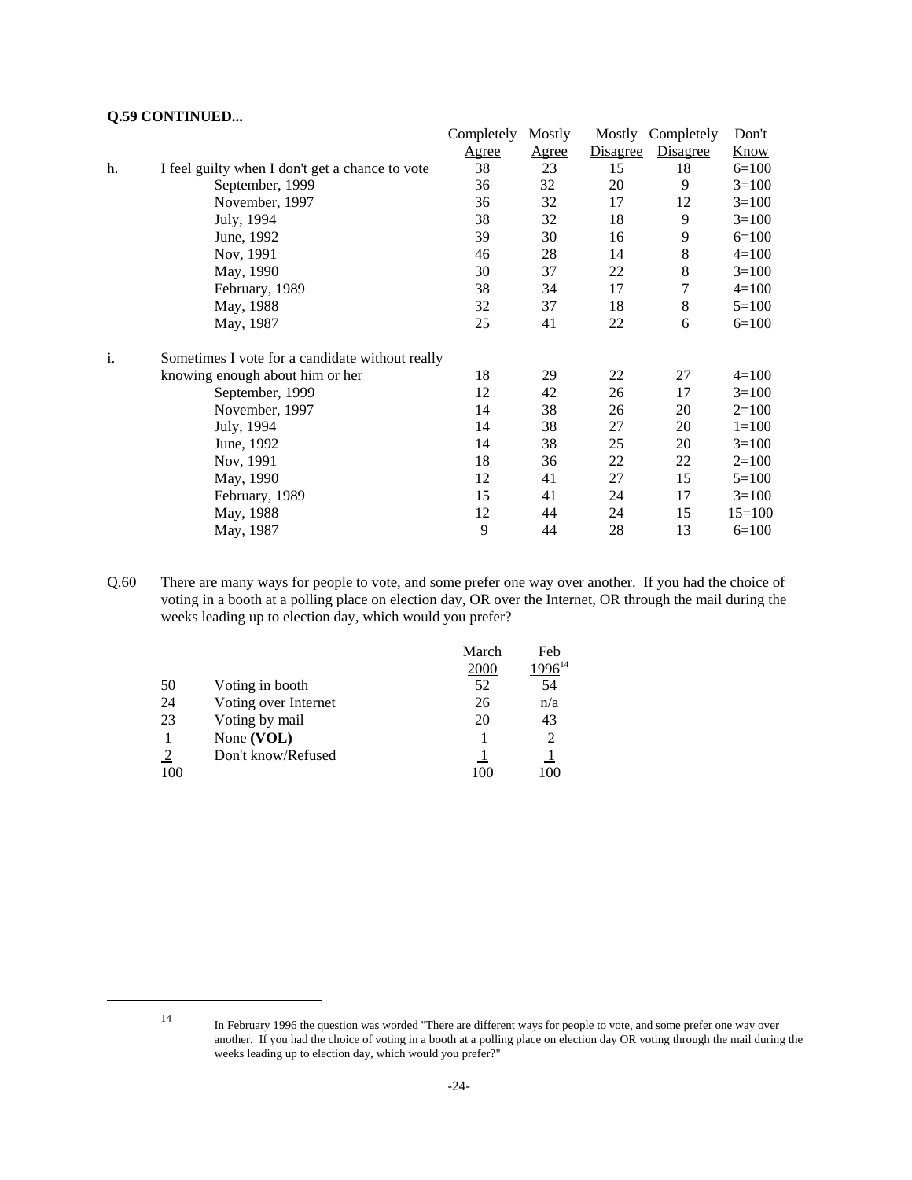**Q.59 CONTINUED...**

| | | Completely Agree | Mostly Agree | Mostly Disagree | Completely Disagree | Don't Know |
|---|---|---|---|---|---|---|
| h. | I feel guilty when I don't get a chance to vote | 38 | 23 | 15 | 18 | 6=100 |
| | September, 1999 | 36 | 32 | 20 | 9 | 3=100 |
| | November, 1997 | 36 | 32 | 17 | 12 | 3=100 |
| | July, 1994 | 38 | 32 | 18 | 9 | 3=100 |
| | June, 1992 | 39 | 30 | 16 | 9 | 6=100 |
| | Nov, 1991 | 46 | 28 | 14 | 8 | 4=100 |
| | May, 1990 | 30 | 37 | 22 | 8 | 3=100 |
| | February, 1989 | 38 | 34 | 17 | 7 | 4=100 |
| | May, 1988 | 32 | 37 | 18 | 8 | 5=100 |
| | May, 1987 | 25 | 41 | 22 | 6 | 6=100 |
| i. | Sometimes I vote for a candidate without really knowing enough about him or her | 18 | 29 | 22 | 27 | 4=100 |
| | September, 1999 | 12 | 42 | 26 | 17 | 3=100 |
| | November, 1997 | 14 | 38 | 26 | 20 | 2=100 |
| | July, 1994 | 14 | 38 | 27 | 20 | 1=100 |
| | June, 1992 | 14 | 38 | 25 | 20 | 3=100 |
| | Nov, 1991 | 18 | 36 | 22 | 22 | 2=100 |
| | May, 1990 | 12 | 41 | 27 | 15 | 5=100 |
| | February, 1989 | 15 | 41 | 24 | 17 | 3=100 |
| | May, 1988 | 12 | 44 | 24 | 15 | 15=100 |
| | May, 1987 | 9 | 44 | 28 | 13 | 6=100 |

Q.60 There are many ways for people to vote, and some prefer one way over another. If you had the choice of voting in a booth at a polling place on election day, OR over the Internet, OR through the mail during the weeks leading up to election day, which would you prefer?

| | | March 2000 | Feb 1996[14] |
|---|---|---|---|
| 50 | Voting in booth | 52 | 54 |
| 24 | Voting over Internet | 26 | n/a |
| 23 | Voting by mail | 20 | 43 |
| 1 | None **(VOL)** | 1 | 2 |
| 2 | Don't know/Refused | 1 | 1 |
| 100 | | 100 | 100 |

[14] In February 1996 the question was worded "There are different ways for people to vote, and some prefer one way over another. If you had the choice of voting in a booth at a polling place on election day OR voting through the mail during the weeks leading up to election day, which would you prefer?"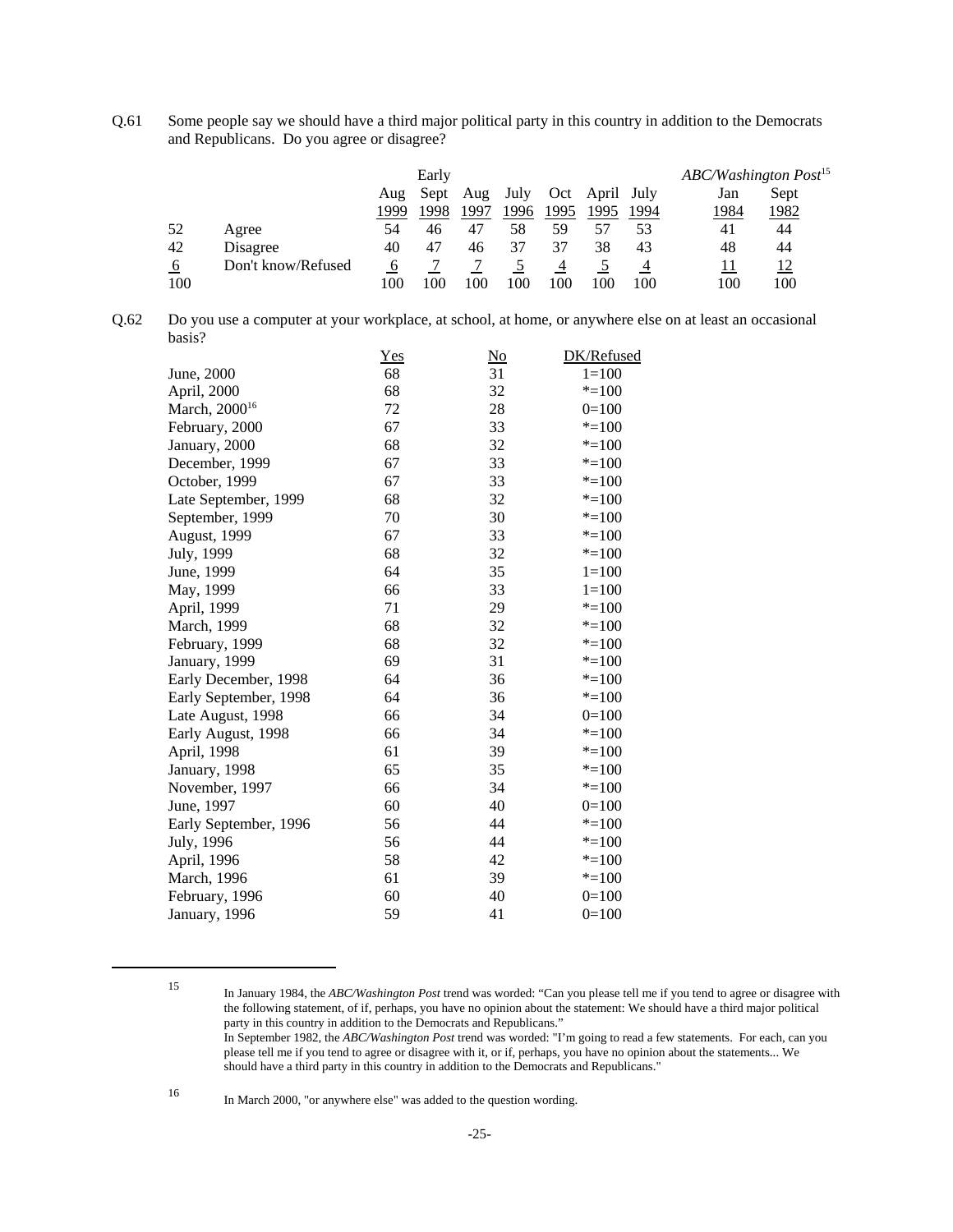Q.61 Some people say we should have a third major political party in this country in addition to the Democrats and Republicans. Do you agree or disagree?

| | | Aug 1999 | Early Sept 1998 | Aug 1997 | July 1996 | Oct 1995 | April 1995 | July 1994 | *ABC/Washington Post*[15] Jan 1984 | *ABC/Washington Post*[15] Sept 1982 |
|---|---|---|---|---|---|---|---|---|---|---|
| 52 | Agree | 54 | 46 | 47 | 58 | 59 | 57 | 53 | 41 | 44 |
| 42 | Disagree | 40 | 47 | 46 | 37 | 37 | 38 | 43 | 48 | 44 |
| 6 | Don't know/Refused | 6 | 7 | 7 | 5 | 4 | 5 | 4 | 11 | 12 |
| 100 | | 100 | 100 | 100 | 100 | 100 | 100 | 100 | 100 | 100 |

Q.62 Do you use a computer at your workplace, at school, at home, or anywhere else on at least an occasional basis?

| | Yes | No | DK/Refused |
|---|---|---|---|
| June, 2000 | 68 | 31 | 1=100 |
| April, 2000 | 68 | 32 | *=100 |
| March, 2000[16] | 72 | 28 | 0=100 |
| February, 2000 | 67 | 33 | *=100 |
| January, 2000 | 68 | 32 | *=100 |
| December, 1999 | 67 | 33 | *=100 |
| October, 1999 | 67 | 33 | *=100 |
| Late September, 1999 | 68 | 32 | *=100 |
| September, 1999 | 70 | 30 | *=100 |
| August, 1999 | 67 | 33 | *=100 |
| July, 1999 | 68 | 32 | *=100 |
| June, 1999 | 64 | 35 | 1=100 |
| May, 1999 | 66 | 33 | 1=100 |
| April, 1999 | 71 | 29 | *=100 |
| March, 1999 | 68 | 32 | *=100 |
| February, 1999 | 68 | 32 | *=100 |
| January, 1999 | 69 | 31 | *=100 |
| Early December, 1998 | 64 | 36 | *=100 |
| Early September, 1998 | 64 | 36 | *=100 |
| Late August, 1998 | 66 | 34 | 0=100 |
| Early August, 1998 | 66 | 34 | *=100 |
| April, 1998 | 61 | 39 | *=100 |
| January, 1998 | 65 | 35 | *=100 |
| November, 1997 | 66 | 34 | *=100 |
| June, 1997 | 60 | 40 | 0=100 |
| Early September, 1996 | 56 | 44 | *=100 |
| July, 1996 | 56 | 44 | *=100 |
| April, 1996 | 58 | 42 | *=100 |
| March, 1996 | 61 | 39 | *=100 |
| February, 1996 | 60 | 40 | 0=100 |
| January, 1996 | 59 | 41 | 0=100 |

---

[15] In January 1984, the *ABC/Washington Post* trend was worded: "Can you please tell me if you tend to agree or disagree with the following statement, of if, perhaps, you have no opinion about the statement: We should have a third major political party in this country in addition to the Democrats and Republicans."
In September 1982, the *ABC/Washington Post* trend was worded: "I'm going to read a few statements. For each, can you please tell me if you tend to agree or disagree with it, or if, perhaps, you have no opinion about the statements... We should have a third party in this country in addition to the Democrats and Republicans."

[16] In March 2000, "or anywhere else" was added to the question wording.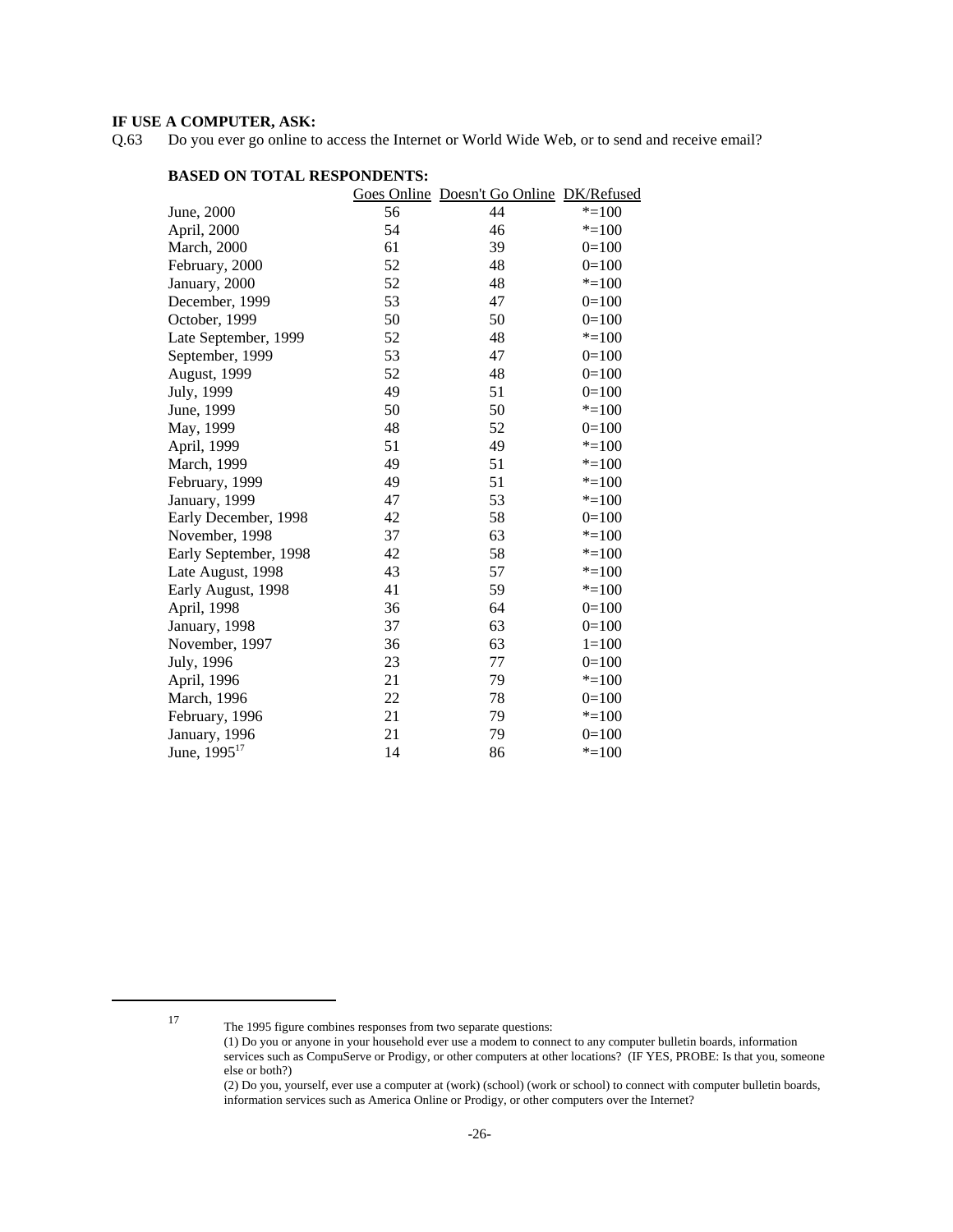**IF USE A COMPUTER, ASK:**

Q.63 Do you ever go online to access the Internet or World Wide Web, or to send and receive email?

**BASED ON TOTAL RESPONDENTS:**

| | Goes Online | Doesn't Go Online | DK/Refused |
|---|---|---|---|
| June, 2000 | 56 | 44 | *=100 |
| April, 2000 | 54 | 46 | *=100 |
| March, 2000 | 61 | 39 | 0=100 |
| February, 2000 | 52 | 48 | 0=100 |
| January, 2000 | 52 | 48 | *=100 |
| December, 1999 | 53 | 47 | 0=100 |
| October, 1999 | 50 | 50 | 0=100 |
| Late September, 1999 | 52 | 48 | *=100 |
| September, 1999 | 53 | 47 | 0=100 |
| August, 1999 | 52 | 48 | 0=100 |
| July, 1999 | 49 | 51 | 0=100 |
| June, 1999 | 50 | 50 | *=100 |
| May, 1999 | 48 | 52 | 0=100 |
| April, 1999 | 51 | 49 | *=100 |
| March, 1999 | 49 | 51 | *=100 |
| February, 1999 | 49 | 51 | *=100 |
| January, 1999 | 47 | 53 | *=100 |
| Early December, 1998 | 42 | 58 | 0=100 |
| November, 1998 | 37 | 63 | *=100 |
| Early September, 1998 | 42 | 58 | *=100 |
| Late August, 1998 | 43 | 57 | *=100 |
| Early August, 1998 | 41 | 59 | *=100 |
| April, 1998 | 36 | 64 | 0=100 |
| January, 1998 | 37 | 63 | 0=100 |
| November, 1997 | 36 | 63 | 1=100 |
| July, 1996 | 23 | 77 | 0=100 |
| April, 1996 | 21 | 79 | *=100 |
| March, 1996 | 22 | 78 | 0=100 |
| February, 1996 | 21 | 79 | *=100 |
| January, 1996 | 21 | 79 | 0=100 |
| June, 1995[17] | 14 | 86 | *=100 |

[17] The 1995 figure combines responses from two separate questions:
(1) Do you or anyone in your household ever use a modem to connect to any computer bulletin boards, information services such as CompuServe or Prodigy, or other computers at other locations? (IF YES, PROBE: Is that you, someone else or both?)
(2) Do you, yourself, ever use a computer at (work) (school) (work or school) to connect with computer bulletin boards, information services such as America Online or Prodigy, or other computers over the Internet?